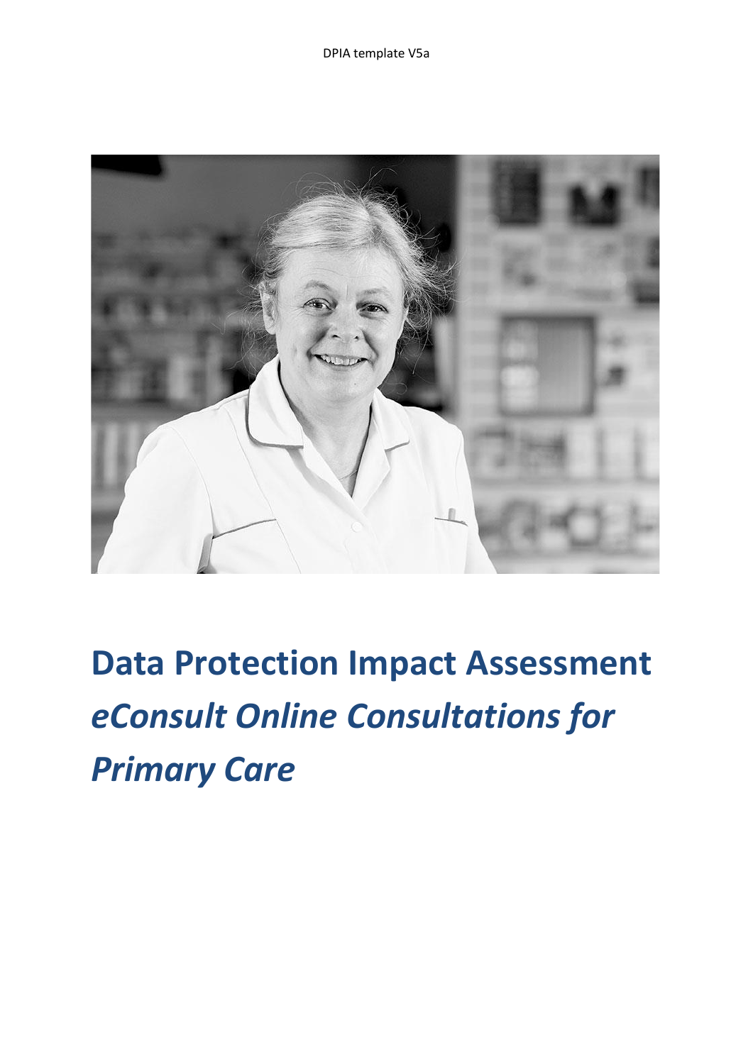# Data Protection Impact Assessment *eConsult Online Consultations for Primary Care*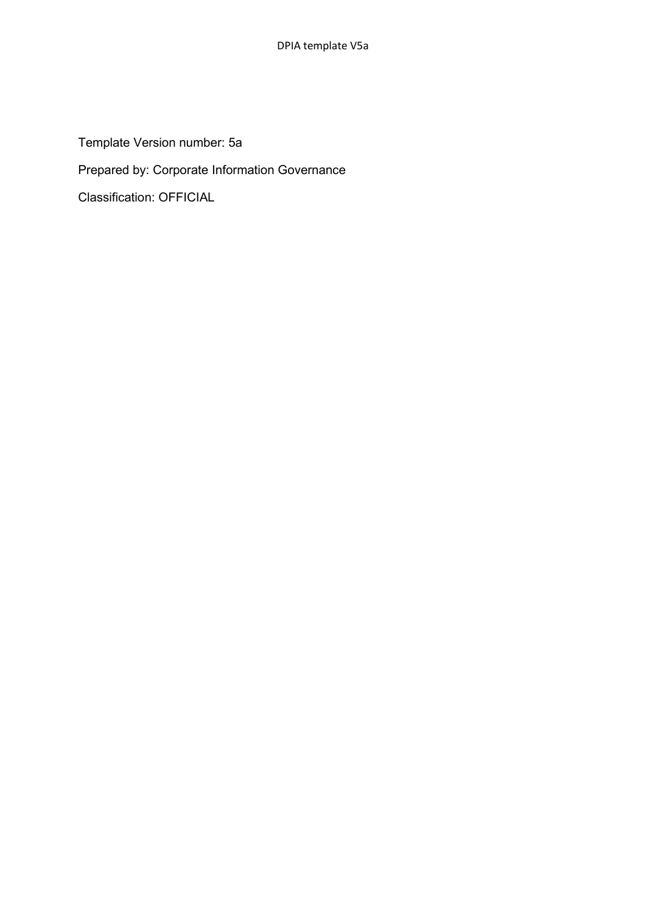Template Version number: 5a

Prepared by: Corporate Information Governance

Classification: OFFICIAL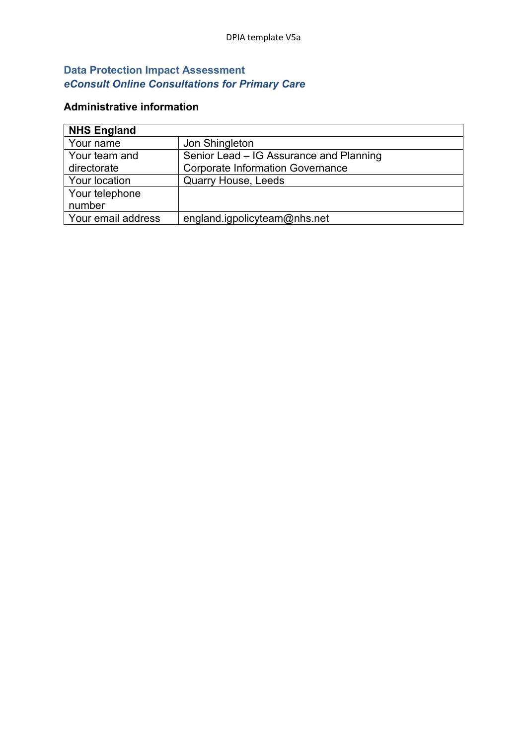## Data Protection Impact Assessment
### *eConsult Online Consultations for Primary Care*

**Administrative information**

| **NHS England** | |
|---|---|
| Your name | Jon Shingleton |
| Your team and directorate | Senior Lead – IG Assurance and Planning<br>Corporate Information Governance |
| Your location | Quarry House, Leeds |
| Your telephone number | |
| Your email address | england.igpolicyteam@nhs.net |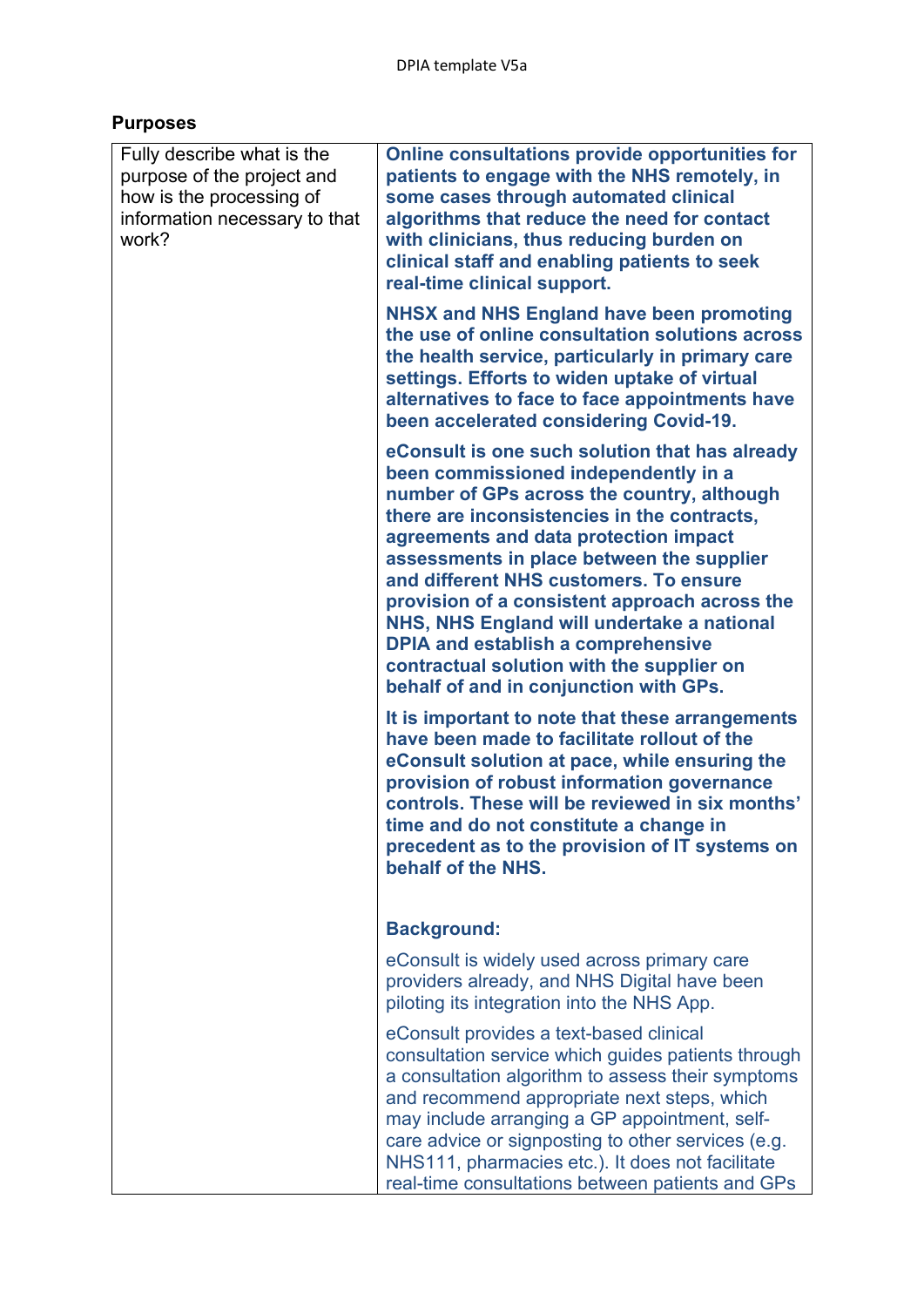## Purposes

| | |
|---|---|
| Fully describe what is the purpose of the project and how is the processing of information necessary to that work? | **Online consultations provide opportunities for patients to engage with the NHS remotely, in some cases through automated clinical algorithms that reduce the need for contact with clinicians, thus reducing burden on clinical staff and enabling patients to seek real-time clinical support.**<br><br>**NHSX and NHS England have been promoting the use of online consultation solutions across the health service, particularly in primary care settings. Efforts to widen uptake of virtual alternatives to face to face appointments have been accelerated considering Covid-19.**<br><br>**eConsult is one such solution that has already been commissioned independently in a number of GPs across the country, although there are inconsistencies in the contracts, agreements and data protection impact assessments in place between the supplier and different NHS customers. To ensure provision of a consistent approach across the NHS, NHS England will undertake a national DPIA and establish a comprehensive contractual solution with the supplier on behalf of and in conjunction with GPs.**<br><br>**It is important to note that these arrangements have been made to facilitate rollout of the eConsult solution at pace, while ensuring the provision of robust information governance controls. These will be reviewed in six months' time and do not constitute a change in precedent as to the provision of IT systems on behalf of the NHS.**<br><br>**Background:**<br><br>eConsult is widely used across primary care providers already, and NHS Digital have been piloting its integration into the NHS App.<br><br>eConsult provides a text-based clinical consultation service which guides patients through a consultation algorithm to assess their symptoms and recommend appropriate next steps, which may include arranging a GP appointment, self-care advice or signposting to other services (e.g. NHS111, pharmacies etc.). It does not facilitate real-time consultations between patients and GPs |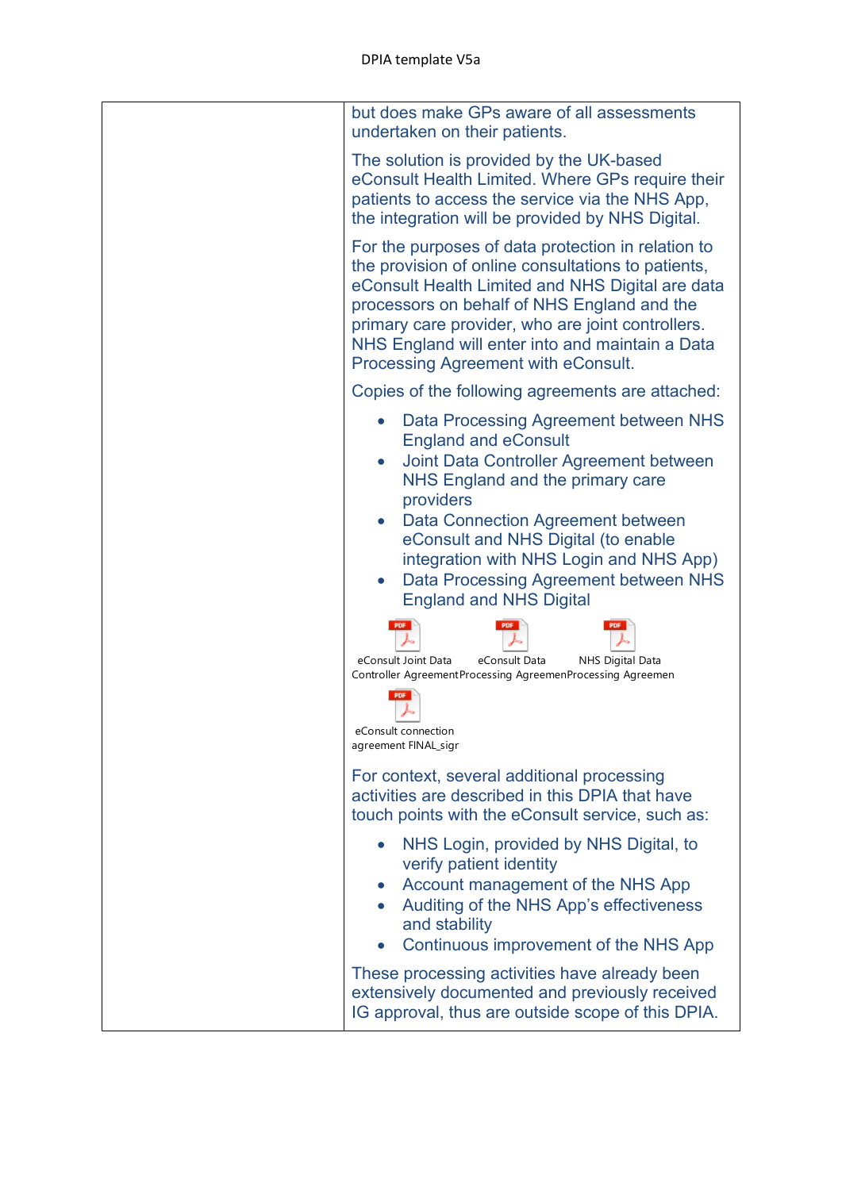| | but does make GPs aware of all assessments undertaken on their patients.<br><br>The solution is provided by the UK-based eConsult Health Limited. Where GPs require their patients to access the service via the NHS App, the integration will be provided by NHS Digital.<br><br>For the purposes of data protection in relation to the provision of online consultations to patients, eConsult Health Limited and NHS Digital are data processors on behalf of NHS England and the primary care provider, who are joint controllers. NHS England will enter into and maintain a Data Processing Agreement with eConsult.<br><br>Copies of the following agreements are attached:<br><br>• Data Processing Agreement between NHS England and eConsult<br>• Joint Data Controller Agreement between NHS England and the primary care providers<br>• Data Connection Agreement between eConsult and NHS Digital (to enable integration with NHS Login and NHS App)<br>• Data Processing Agreement between NHS England and NHS Digital<br><br>eConsult Joint Data Controller Agreement<br>eConsult Data Processing Agreemen<br>NHS Digital Data Processing Agreemen<br>eConsult connection agreement FINAL_sigr<br><br>For context, several additional processing activities are described in this DPIA that have touch points with the eConsult service, such as:<br><br>• NHS Login, provided by NHS Digital, to verify patient identity<br>• Account management of the NHS App<br>• Auditing of the NHS App's effectiveness and stability<br>• Continuous improvement of the NHS App<br><br>These processing activities have already been extensively documented and previously received IG approval, thus are outside scope of this DPIA. |
|---|---|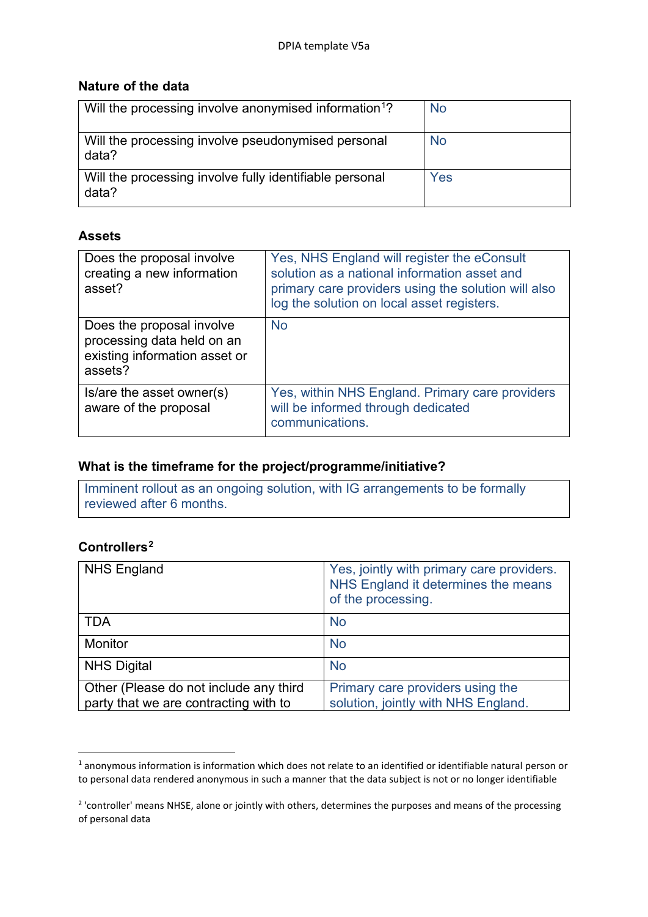### Nature of the data

| Will the processing involve anonymised information[1]? | No |
|---|---|
| Will the processing involve pseudonymised personal data? | No |
| Will the processing involve fully identifiable personal data? | Yes |

### Assets

| Does the proposal involve creating a new information asset? | Yes, NHS England will register the eConsult solution as a national information asset and primary care providers using the solution will also log the solution on local asset registers. |
|---|---|
| Does the proposal involve processing data held on an existing information asset or assets? | No |
| Is/are the asset owner(s) aware of the proposal | Yes, within NHS England. Primary care providers will be informed through dedicated communications. |

### What is the timeframe for the project/programme/initiative?

| Imminent rollout as an ongoing solution, with IG arrangements to be formally reviewed after 6 months. |
|---|

### Controllers[2]

| NHS England | Yes, jointly with primary care providers. NHS England it determines the means of the processing. |
|---|---|
| TDA | No |
| Monitor | No |
| NHS Digital | No |
| Other (Please do not include any third party that we are contracting with to | Primary care providers using the solution, jointly with NHS England. |

[1] anonymous information is information which does not relate to an identified or identifiable natural person or to personal data rendered anonymous in such a manner that the data subject is not or no longer identifiable

[2] 'controller' means NHSE, alone or jointly with others, determines the purposes and means of the processing of personal data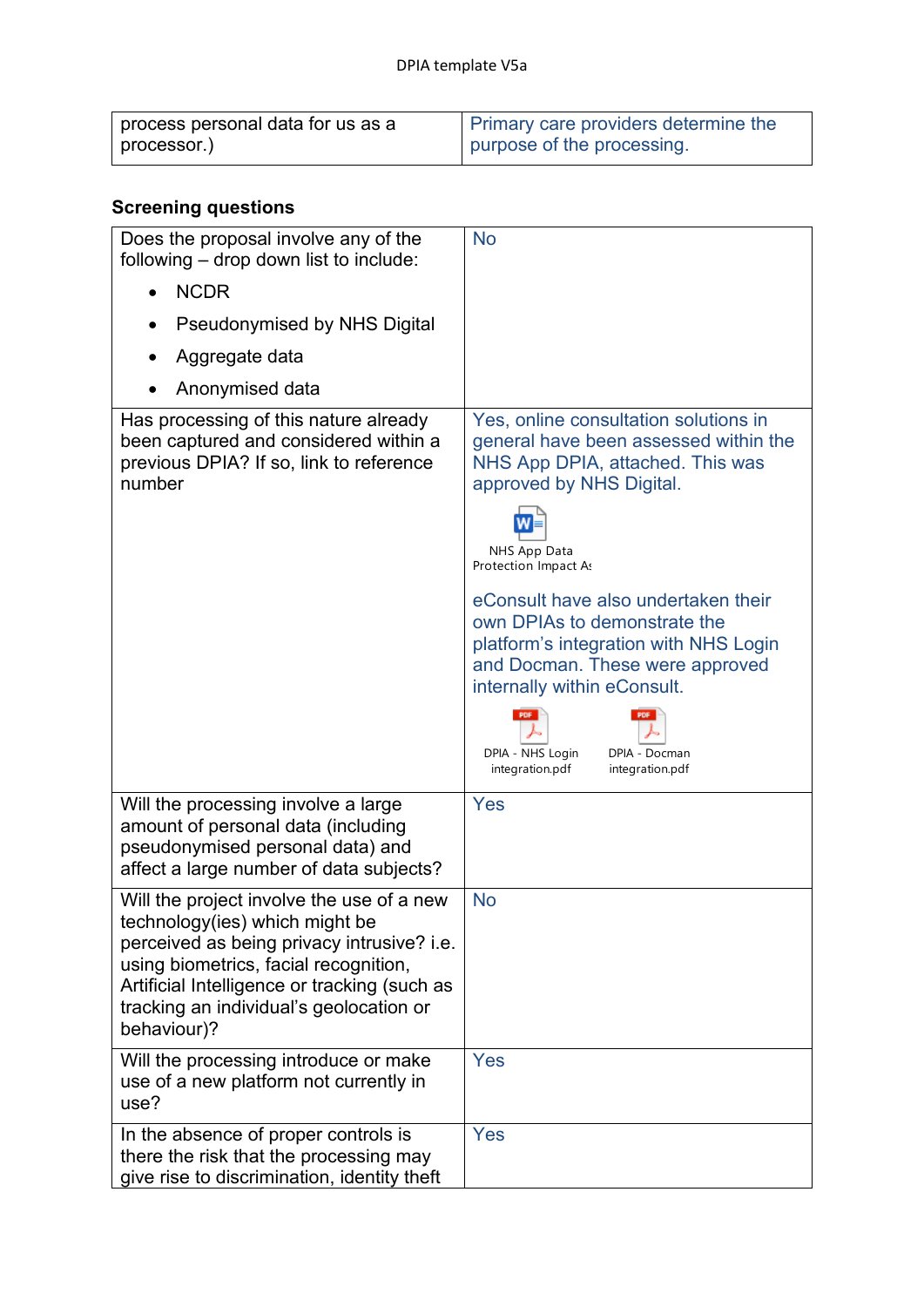| process personal data for us as a processor.) | Primary care providers determine the purpose of the processing. |
|---|---|

## Screening questions

| Question | Answer |
|---|---|
| Does the proposal involve any of the following – drop down list to include:<br>• NCDR<br>• Pseudonymised by NHS Digital<br>• Aggregate data<br>• Anonymised data | No |
| Has processing of this nature already been captured and considered within a previous DPIA? If so, link to reference number | Yes, online consultation solutions in general have been assessed within the NHS App DPIA, attached. This was approved by NHS Digital.<br>NHS App Data Protection Impact As<br>eConsult have also undertaken their own DPIAs to demonstrate the platform's integration with NHS Login and Docman. These were approved internally within eConsult.<br>DPIA - NHS Login integration.pdf DPIA - Docman integration.pdf |
| Will the processing involve a large amount of personal data (including pseudonymised personal data) and affect a large number of data subjects? | Yes |
| Will the project involve the use of a new technology(ies) which might be perceived as being privacy intrusive? i.e. using biometrics, facial recognition, Artificial Intelligence or tracking (such as tracking an individual's geolocation or behaviour)? | No |
| Will the processing introduce or make use of a new platform not currently in use? | Yes |
| In the absence of proper controls is there the risk that the processing may give rise to discrimination, identity theft | Yes |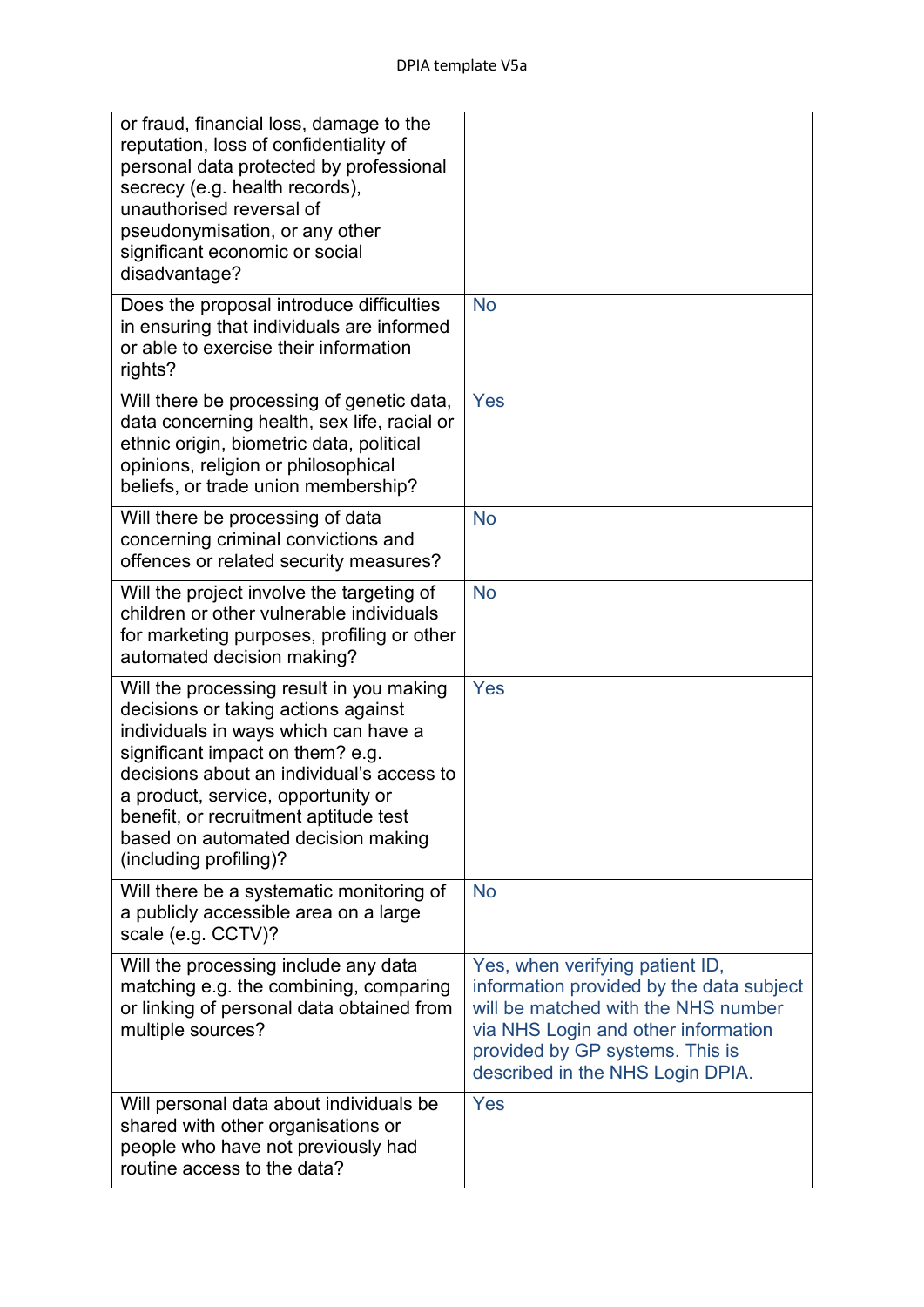| | |
|---|---|
| or fraud, financial loss, damage to the reputation, loss of confidentiality of personal data protected by professional secrecy (e.g. health records), unauthorised reversal of pseudonymisation, or any other significant economic or social disadvantage? | |
| Does the proposal introduce difficulties in ensuring that individuals are informed or able to exercise their information rights? | No |
| Will there be processing of genetic data, data concerning health, sex life, racial or ethnic origin, biometric data, political opinions, religion or philosophical beliefs, or trade union membership? | Yes |
| Will there be processing of data concerning criminal convictions and offences or related security measures? | No |
| Will the project involve the targeting of children or other vulnerable individuals for marketing purposes, profiling or other automated decision making? | No |
| Will the processing result in you making decisions or taking actions against individuals in ways which can have a significant impact on them? e.g. decisions about an individual's access to a product, service, opportunity or benefit, or recruitment aptitude test based on automated decision making (including profiling)? | Yes |
| Will there be a systematic monitoring of a publicly accessible area on a large scale (e.g. CCTV)? | No |
| Will the processing include any data matching e.g. the combining, comparing or linking of personal data obtained from multiple sources? | Yes, when verifying patient ID, information provided by the data subject will be matched with the NHS number via NHS Login and other information provided by GP systems. This is described in the NHS Login DPIA. |
| Will personal data about individuals be shared with other organisations or people who have not previously had routine access to the data? | Yes |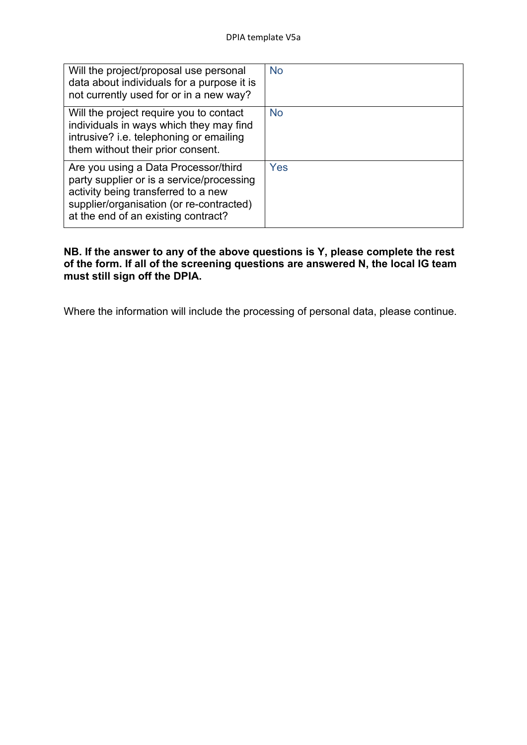| | |
|---|---|
| Will the project/proposal use personal data about individuals for a purpose it is not currently used for or in a new way? | No |
| Will the project require you to contact individuals in ways which they may find intrusive? i.e. telephoning or emailing them without their prior consent. | No |
| Are you using a Data Processor/third party supplier or is a service/processing activity being transferred to a new supplier/organisation (or re-contracted) at the end of an existing contract? | Yes |

**NB. If the answer to any of the above questions is Y, please complete the rest of the form. If all of the screening questions are answered N, the local IG team must still sign off the DPIA.**

Where the information will include the processing of personal data, please continue.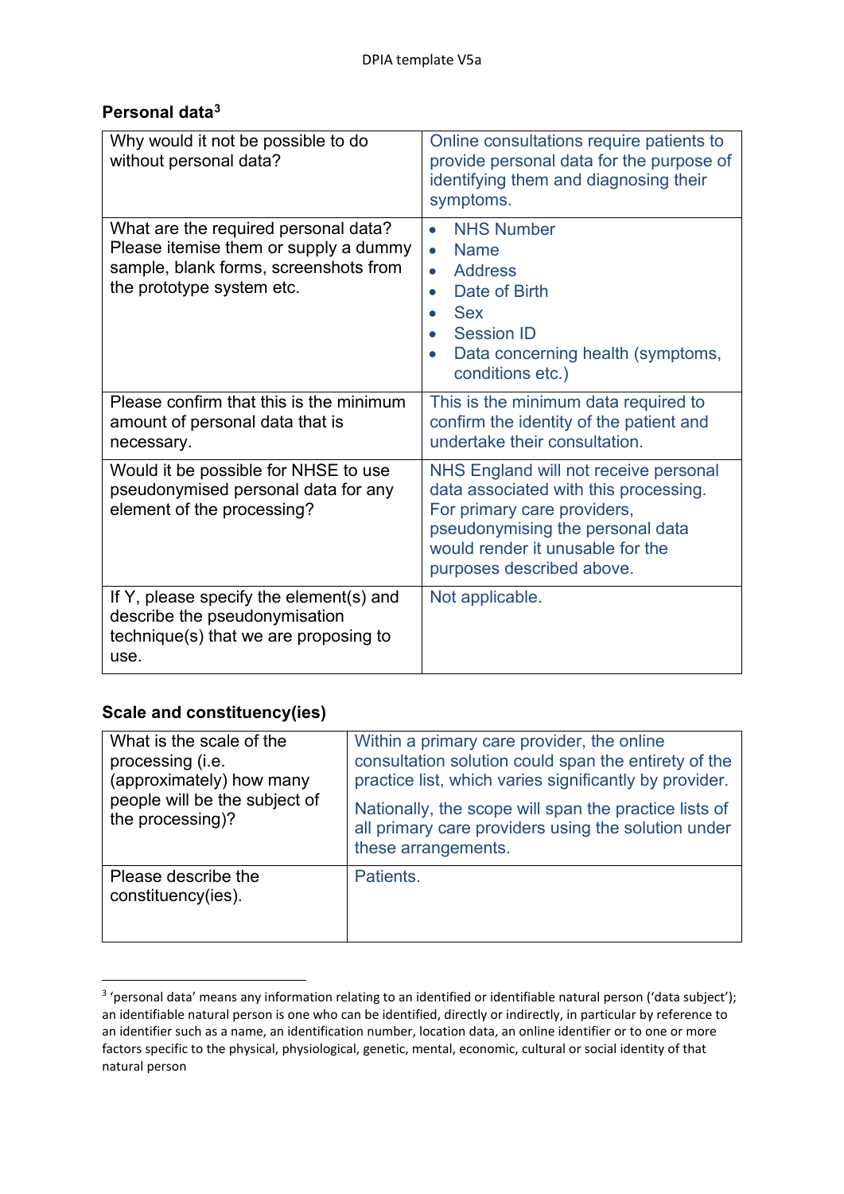## Personal data[3]

| Question | Response |
|---|---|
| Why would it not be possible to do without personal data? | Online consultations require patients to provide personal data for the purpose of identifying them and diagnosing their symptoms. |
| What are the required personal data? Please itemise them or supply a dummy sample, blank forms, screenshots from the prototype system etc. | • NHS Number<br>• Name<br>• Address<br>• Date of Birth<br>• Sex<br>• Session ID<br>• Data concerning health (symptoms, conditions etc.) |
| Please confirm that this is the minimum amount of personal data that is necessary. | This is the minimum data required to confirm the identity of the patient and undertake their consultation. |
| Would it be possible for NHSE to use pseudonymised personal data for any element of the processing? | NHS England will not receive personal data associated with this processing. For primary care providers, pseudonymising the personal data would render it unusable for the purposes described above. |
| If Y, please specify the element(s) and describe the pseudonymisation technique(s) that we are proposing to use. | Not applicable. |

## Scale and constituency(ies)

| Question | Response |
|---|---|
| What is the scale of the processing (i.e. (approximately) how many people will be the subject of the processing)? | Within a primary care provider, the online consultation solution could span the entirety of the practice list, which varies significantly by provider.<br><br>Nationally, the scope will span the practice lists of all primary care providers using the solution under these arrangements. |
| Please describe the constituency(ies). | Patients. |

[3] 'personal data' means any information relating to an identified or identifiable natural person ('data subject'); an identifiable natural person is one who can be identified, directly or indirectly, in particular by reference to an identifier such as a name, an identification number, location data, an online identifier or to one or more factors specific to the physical, physiological, genetic, mental, economic, cultural or social identity of that natural person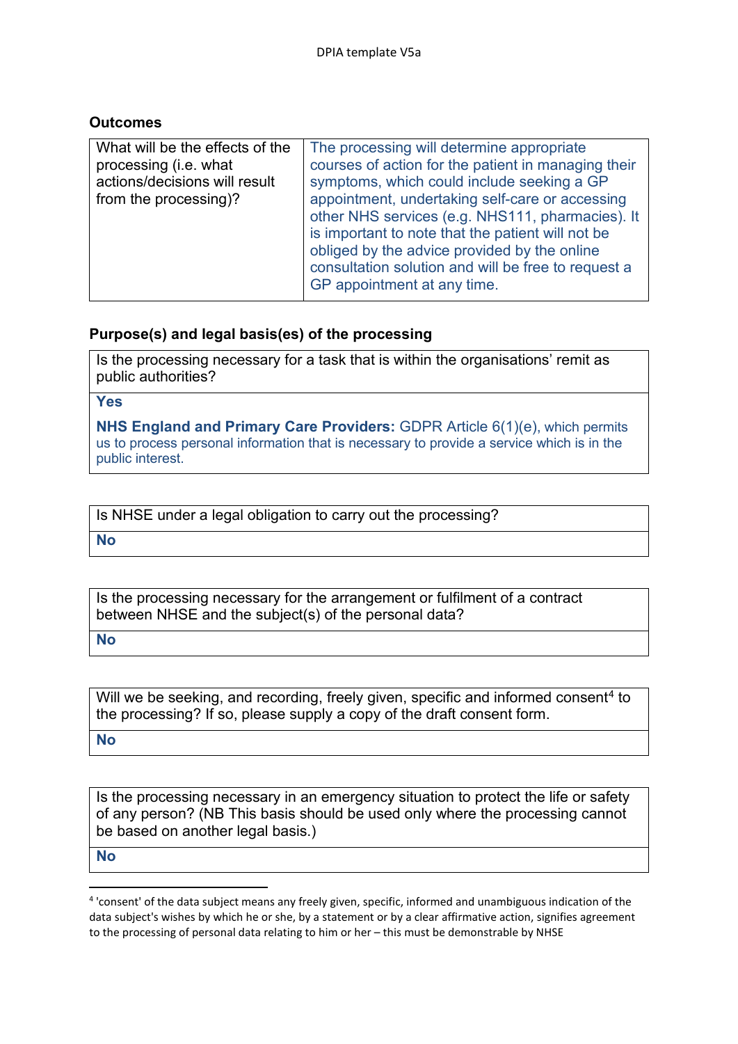## Outcomes

| What will be the effects of the processing (i.e. what actions/decisions will result from the processing)? | The processing will determine appropriate courses of action for the patient in managing their symptoms, which could include seeking a GP appointment, undertaking self-care or accessing other NHS services (e.g. NHS111, pharmacies). It is important to note that the patient will not be obliged by the advice provided by the online consultation solution and will be free to request a GP appointment at any time. |
|---|---|

## Purpose(s) and legal basis(es) of the processing

| Is the processing necessary for a task that is within the organisations' remit as public authorities? |
|---|
| **Yes**<br><br>**NHS England and Primary Care Providers:** GDPR Article 6(1)(e), which permits us to process personal information that is necessary to provide a service which is in the public interest. |

| Is NHSE under a legal obligation to carry out the processing? |
|---|
| **No** |

| Is the processing necessary for the arrangement or fulfilment of a contract between NHSE and the subject(s) of the personal data? |
|---|
| **No** |

| Will we be seeking, and recording, freely given, specific and informed consent[4] to the processing? If so, please supply a copy of the draft consent form. |
|---|
| **No** |

| Is the processing necessary in an emergency situation to protect the life or safety of any person? (NB This basis should be used only where the processing cannot be based on another legal basis.) |
|---|
| **No** |

[4] 'consent' of the data subject means any freely given, specific, informed and unambiguous indication of the data subject's wishes by which he or she, by a statement or by a clear affirmative action, signifies agreement to the processing of personal data relating to him or her – this must be demonstrable by NHSE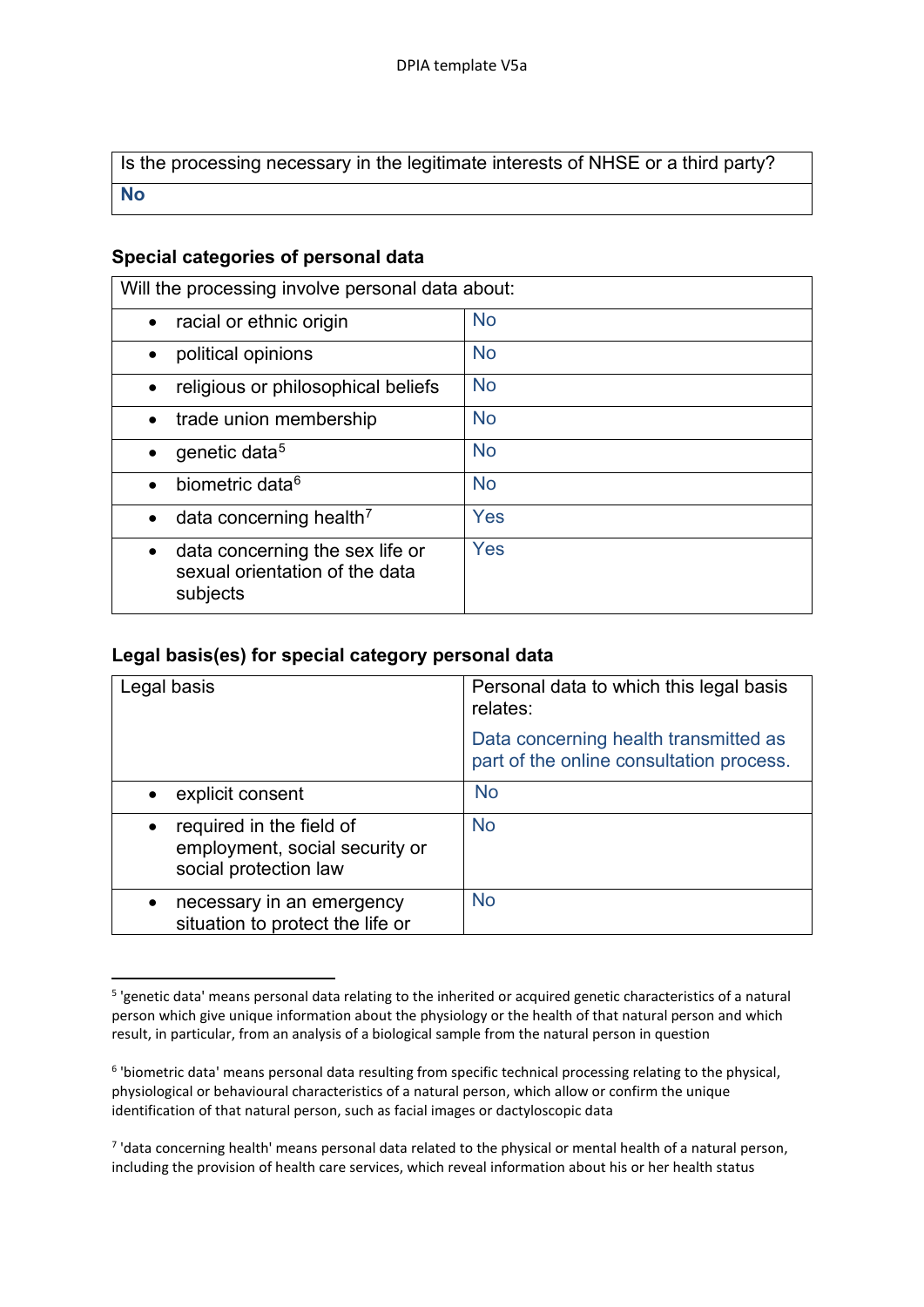| Is the processing necessary in the legitimate interests of NHSE or a third party? |
| --- |
| **No** |

### Special categories of personal data

| Will the processing involve personal data about: | |
| --- | --- |
| • racial or ethnic origin | No |
| • political opinions | No |
| • religious or philosophical beliefs | No |
| • trade union membership | No |
| • genetic data[5] | No |
| • biometric data[6] | No |
| • data concerning health[7] | Yes |
| • data concerning the sex life or sexual orientation of the data subjects | Yes |

### Legal basis(es) for special category personal data

| Legal basis | Personal data to which this legal basis relates: Data concerning health transmitted as part of the online consultation process. |
| --- | --- |
| • explicit consent | No |
| • required in the field of employment, social security or social protection law | No |
| • necessary in an emergency situation to protect the life or | No |

[5] 'genetic data' means personal data relating to the inherited or acquired genetic characteristics of a natural person which give unique information about the physiology or the health of that natural person and which result, in particular, from an analysis of a biological sample from the natural person in question

[6] 'biometric data' means personal data resulting from specific technical processing relating to the physical, physiological or behavioural characteristics of a natural person, which allow or confirm the unique identification of that natural person, such as facial images or dactyloscopic data

[7] 'data concerning health' means personal data related to the physical or mental health of a natural person, including the provision of health care services, which reveal information about his or her health status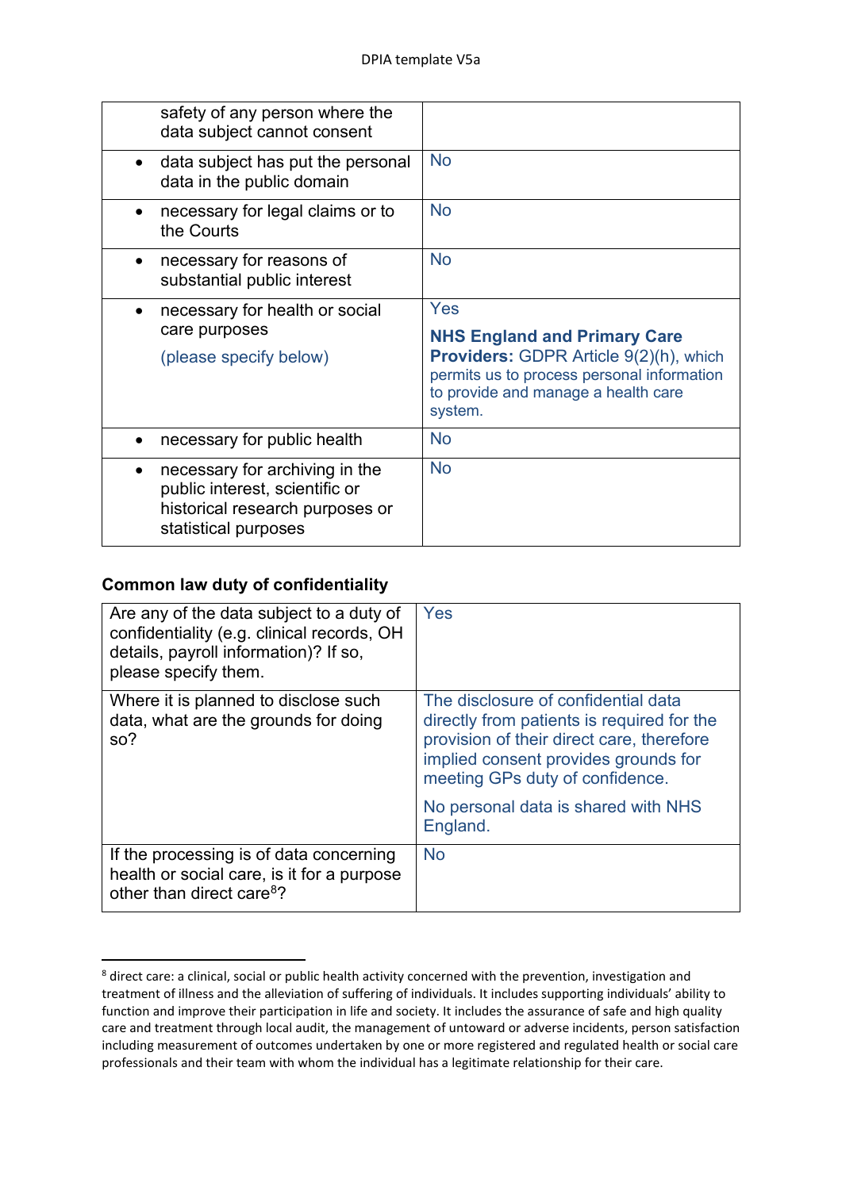| | |
|---|---|
| safety of any person where the data subject cannot consent | |
| • data subject has put the personal data in the public domain | No |
| • necessary for legal claims or to the Courts | No |
| • necessary for reasons of substantial public interest | No |
| • necessary for health or social care purposes (please specify below) | Yes<br>**NHS England and Primary Care Providers:** GDPR Article 9(2)(h), which permits us to process personal information to provide and manage a health care system. |
| • necessary for public health | No |
| • necessary for archiving in the public interest, scientific or historical research purposes or statistical purposes | No |

### Common law duty of confidentiality

| | |
|---|---|
| Are any of the data subject to a duty of confidentiality (e.g. clinical records, OH details, payroll information)? If so, please specify them. | Yes |
| Where it is planned to disclose such data, what are the grounds for doing so? | The disclosure of confidential data directly from patients is required for the provision of their direct care, therefore implied consent provides grounds for meeting GPs duty of confidence.<br>No personal data is shared with NHS England. |
| If the processing is of data concerning health or social care, is it for a purpose other than direct care[8]? | No |

[8] direct care: a clinical, social or public health activity concerned with the prevention, investigation and treatment of illness and the alleviation of suffering of individuals. It includes supporting individuals' ability to function and improve their participation in life and society. It includes the assurance of safe and high quality care and treatment through local audit, the management of untoward or adverse incidents, person satisfaction including measurement of outcomes undertaken by one or more registered and regulated health or social care professionals and their team with whom the individual has a legitimate relationship for their care.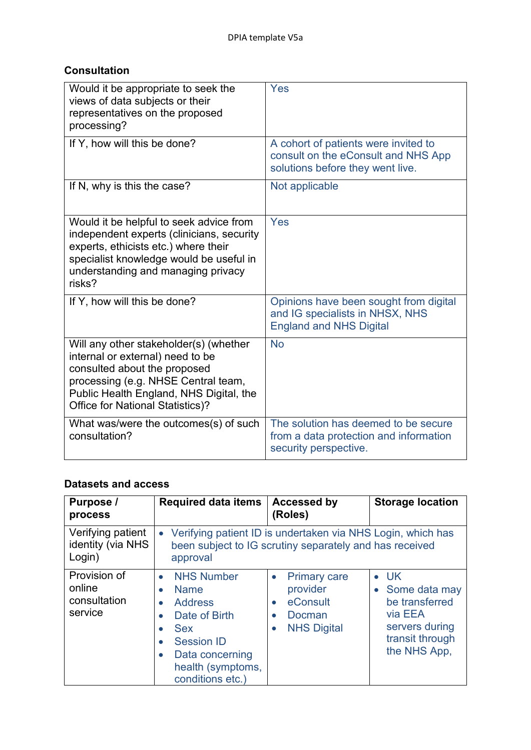### Consultation

| | |
|---|---|
| Would it be appropriate to seek the views of data subjects or their representatives on the proposed processing? | Yes |
| If Y, how will this be done? | A cohort of patients were invited to consult on the eConsult and NHS App solutions before they went live. |
| If N, why is this the case? | Not applicable |
| Would it be helpful to seek advice from independent experts (clinicians, security experts, ethicists etc.) where their specialist knowledge would be useful in understanding and managing privacy risks? | Yes |
| If Y, how will this be done? | Opinions have been sought from digital and IG specialists in NHSX, NHS England and NHS Digital |
| Will any other stakeholder(s) (whether internal or external) need to be consulted about the proposed processing (e.g. NHSE Central team, Public Health England, NHS Digital, the Office for National Statistics)? | No |
| What was/were the outcomes(s) of such consultation? | The solution has deemed to be secure from a data protection and information security perspective. |

### Datasets and access

| Purpose / process | Required data items | Accessed by (Roles) | Storage location |
|---|---|---|---|
| Verifying patient identity (via NHS Login) | • Verifying patient ID is undertaken via NHS Login, which has been subject to IG scrutiny separately and has received approval | | |
| Provision of online consultation service | • NHS Number<br>• Name<br>• Address<br>• Date of Birth<br>• Sex<br>• Session ID<br>• Data concerning health (symptoms, conditions etc.) | • Primary care provider<br>• eConsult<br>• Docman<br>• NHS Digital | • UK<br>• Some data may be transferred via EEA servers during transit through the NHS App, |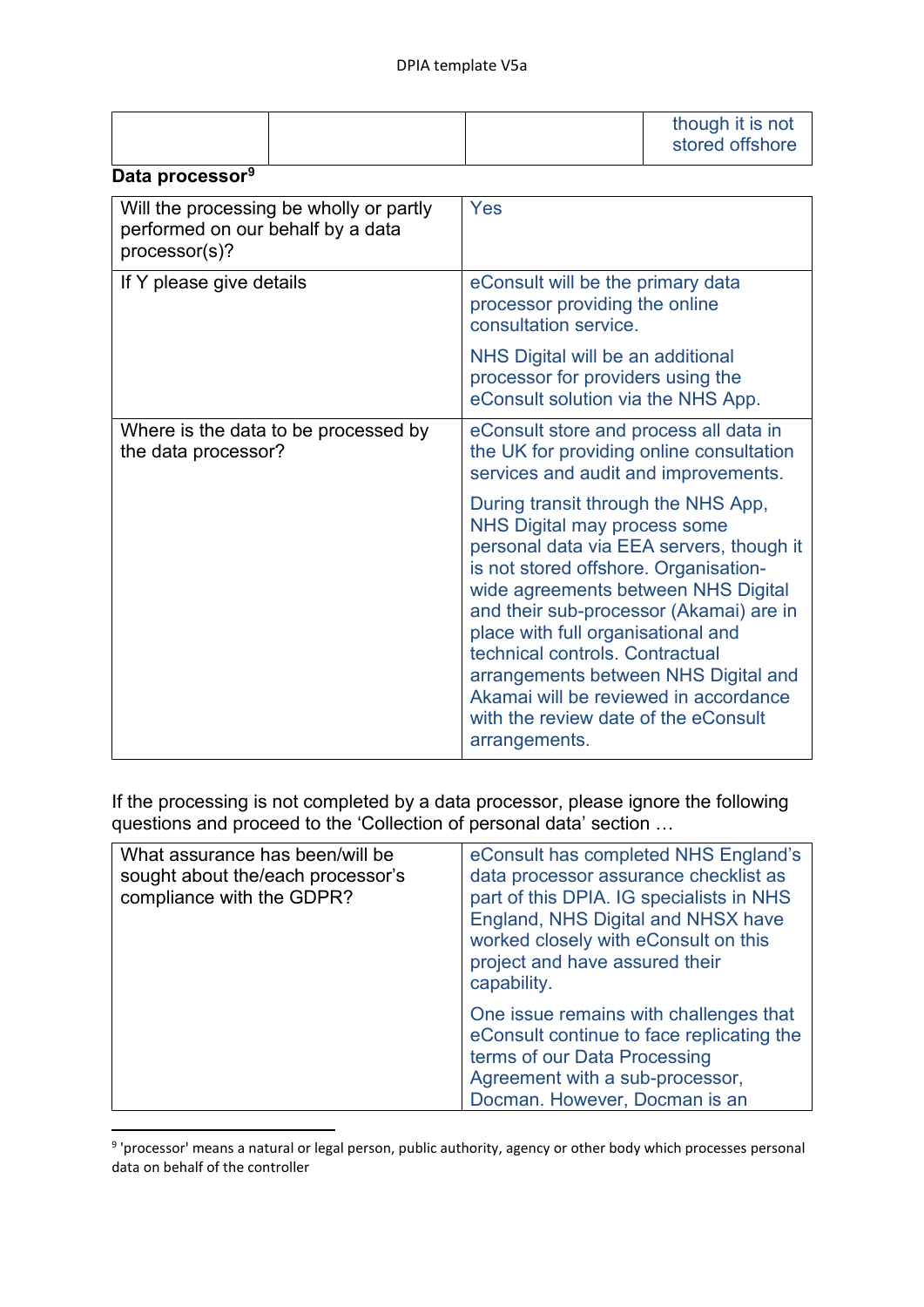| | | | though it is not stored offshore |
|---|---|---|---|

**Data processor**[9]

| | |
|---|---|
| Will the processing be wholly or partly performed on our behalf by a data processor(s)? | Yes |
| If Y please give details | eConsult will be the primary data processor providing the online consultation service.<br><br>NHS Digital will be an additional processor for providers using the eConsult solution via the NHS App. |
| Where is the data to be processed by the data processor? | eConsult store and process all data in the UK for providing online consultation services and audit and improvements.<br><br>During transit through the NHS App, NHS Digital may process some personal data via EEA servers, though it is not stored offshore. Organisation-wide agreements between NHS Digital and their sub-processor (Akamai) are in place with full organisational and technical controls. Contractual arrangements between NHS Digital and Akamai will be reviewed in accordance with the review date of the eConsult arrangements. |

If the processing is not completed by a data processor, please ignore the following questions and proceed to the 'Collection of personal data' section …

| | |
|---|---|
| What assurance has been/will be sought about the/each processor's compliance with the GDPR? | eConsult has completed NHS England's data processor assurance checklist as part of this DPIA. IG specialists in NHS England, NHS Digital and NHSX have worked closely with eConsult on this project and have assured their capability.<br><br>One issue remains with challenges that eConsult continue to face replicating the terms of our Data Processing Agreement with a sub-processor, Docman. However, Docman is an |

[9] 'processor' means a natural or legal person, public authority, agency or other body which processes personal data on behalf of the controller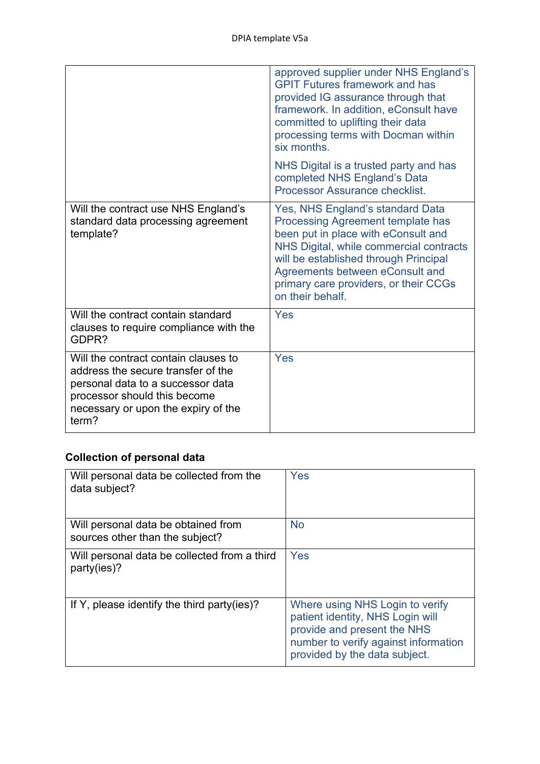| | |
|---|---|
| | approved supplier under NHS England's GPIT Futures framework and has provided IG assurance through that framework. In addition, eConsult have committed to uplifting their data processing terms with Docman within six months.<br><br>NHS Digital is a trusted party and has completed NHS England's Data Processor Assurance checklist. |
| Will the contract use NHS England's standard data processing agreement template? | Yes, NHS England's standard Data Processing Agreement template has been put in place with eConsult and NHS Digital, while commercial contracts will be established through Principal Agreements between eConsult and primary care providers, or their CCGs on their behalf. |
| Will the contract contain standard clauses to require compliance with the GDPR? | Yes |
| Will the contract contain clauses to address the secure transfer of the personal data to a successor data processor should this become necessary or upon the expiry of the term? | Yes |

### Collection of personal data

| | |
|---|---|
| Will personal data be collected from the data subject? | Yes |
| Will personal data be obtained from sources other than the subject? | No |
| Will personal data be collected from a third party(ies)? | Yes |
| If Y, please identify the third party(ies)? | Where using NHS Login to verify patient identity, NHS Login will provide and present the NHS number to verify against information provided by the data subject. |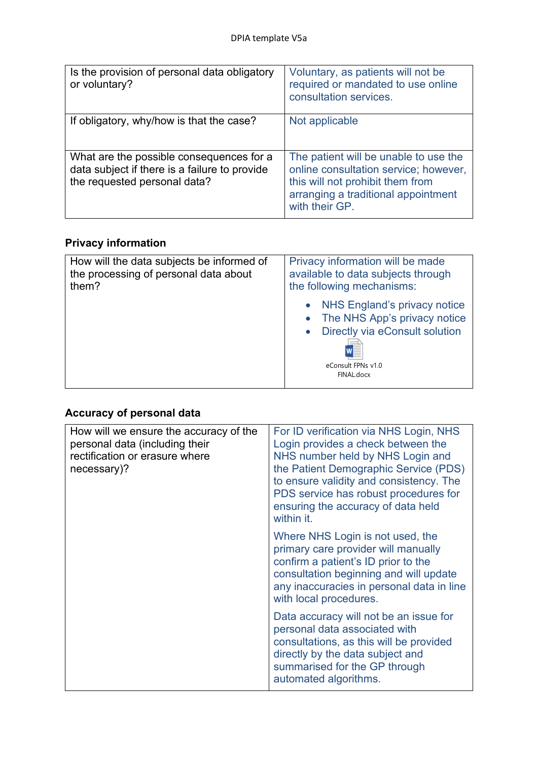| Is the provision of personal data obligatory or voluntary? | Voluntary, as patients will not be required or mandated to use online consultation services. |
|---|---|
| If obligatory, why/how is that the case? | Not applicable |
| What are the possible consequences for a data subject if there is a failure to provide the requested personal data? | The patient will be unable to use the online consultation service; however, this will not prohibit them from arranging a traditional appointment with their GP. |

**Privacy information**

| How will the data subjects be informed of the processing of personal data about them? | Privacy information will be made available to data subjects through the following mechanisms:<br>• NHS England's privacy notice<br>• The NHS App's privacy notice<br>• Directly via eConsult solution<br>eConsult FPNs v1.0 FINAL.docx |
|---|---|

**Accuracy of personal data**

| How will we ensure the accuracy of the personal data (including their rectification or erasure where necessary)? | For ID verification via NHS Login, NHS Login provides a check between the NHS number held by NHS Login and the Patient Demographic Service (PDS) to ensure validity and consistency. The PDS service has robust procedures for ensuring the accuracy of data held within it.<br><br>Where NHS Login is not used, the primary care provider will manually confirm a patient's ID prior to the consultation beginning and will update any inaccuracies in personal data in line with local procedures.<br><br>Data accuracy will not be an issue for personal data associated with consultations, as this will be provided directly by the data subject and summarised for the GP through automated algorithms. |
|---|---|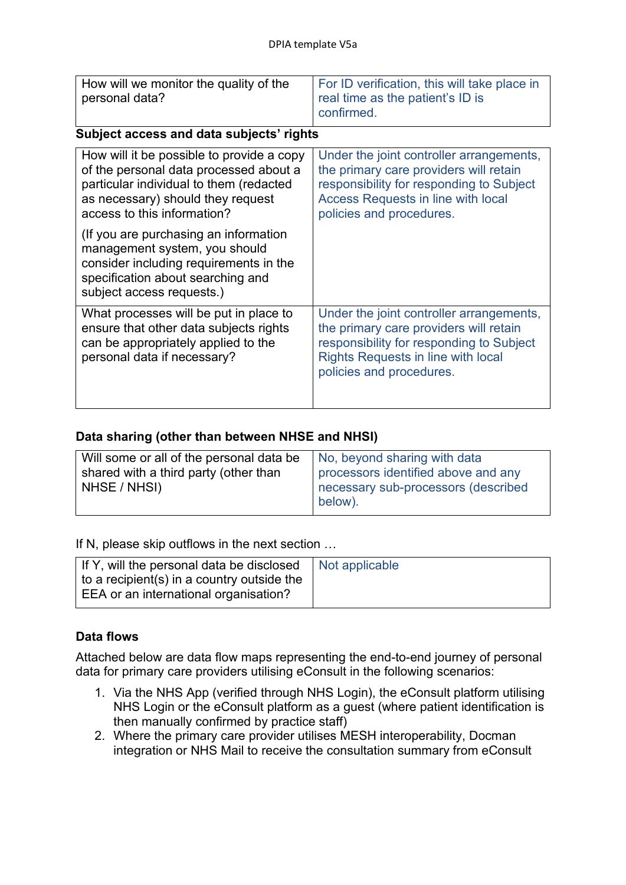| How will we monitor the quality of the personal data? | For ID verification, this will take place in real time as the patient's ID is confirmed. |
|---|---|

**Subject access and data subjects' rights**

| How will it be possible to provide a copy of the personal data processed about a particular individual to them (redacted as necessary) should they request access to this information?<br><br>(If you are purchasing an information management system, you should consider including requirements in the specification about searching and subject access requests.) | Under the joint controller arrangements, the primary care providers will retain responsibility for responding to Subject Access Requests in line with local policies and procedures. |
|---|---|
| What processes will be put in place to ensure that other data subjects rights can be appropriately applied to the personal data if necessary? | Under the joint controller arrangements, the primary care providers will retain responsibility for responding to Subject Rights Requests in line with local policies and procedures. |

**Data sharing (other than between NHSE and NHSI)**

| Will some or all of the personal data be shared with a third party (other than NHSE / NHSI) | No, beyond sharing with data processors identified above and any necessary sub-processors (described below). |
|---|---|

If N, please skip outflows in the next section …

| If Y, will the personal data be disclosed to a recipient(s) in a country outside the EEA or an international organisation? | Not applicable |
|---|---|

**Data flows**

Attached below are data flow maps representing the end-to-end journey of personal data for primary care providers utilising eConsult in the following scenarios:

1. Via the NHS App (verified through NHS Login), the eConsult platform utilising NHS Login or the eConsult platform as a guest (where patient identification is then manually confirmed by practice staff)
2. Where the primary care provider utilises MESH interoperability, Docman integration or NHS Mail to receive the consultation summary from eConsult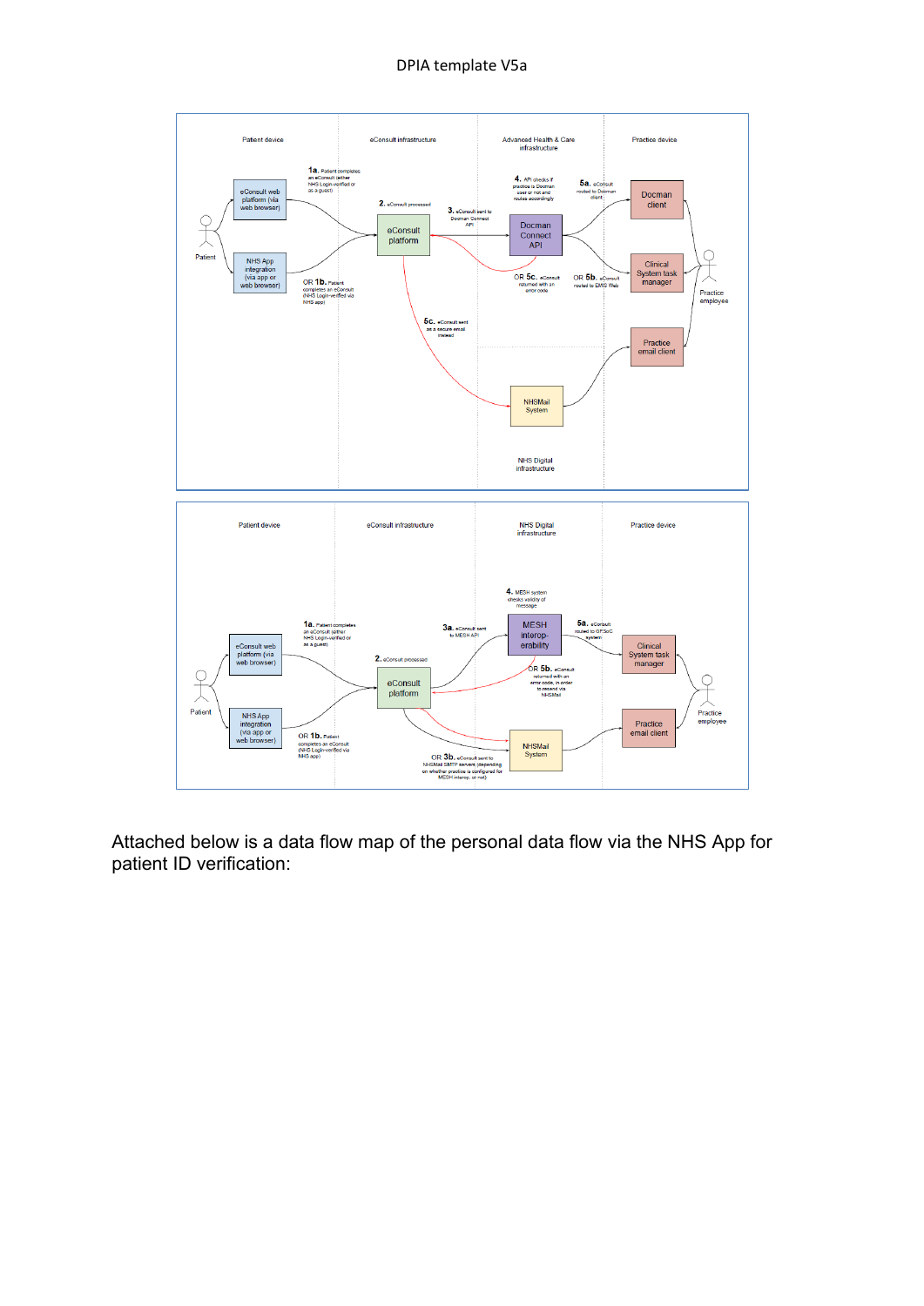Patient device | eConsult infrastructure | Advanced Health & Care infrastructure | Practice device

1a. Patient completes an eConsult (either NHS Login-verified or as a guest)

OR 1b. Patient completes an eConsult (NHS Login-verified via NHS app)

2. eConsult processed

3. eConsult sent to Docman Connect API

4. API checks if practice is Docman user or not and routes accordingly

5a. eConsult routed to Docman client

OR 5b. eConsult routed to EMIS Web

OR 5c. eConsult returned with an error code

5c. eConsult sent as a secure email instead

NHS Digital infrastructure

---

Patient device | eConsult infrastructure | NHS Digital infrastructure | Practice device

1a. Patient completes an eConsult (either NHS Login-verified or as a guest)

OR 1b. Patient completes an eConsult (NHS Login-verified via NHS app)

2. eConsult processed

3a. eConsult sent to MESH API

OR 3b. eConsult sent to NHSMail SMTP servers (depending on whether practice is configured for MESH interop. or not)

4. MESH system checks validity of message

5a. eConsult routed to GPSoC system

OR 5b. eConsult returned with an error code, in order to resend via NHSMail

Attached below is a data flow map of the personal data flow via the NHS App for patient ID verification: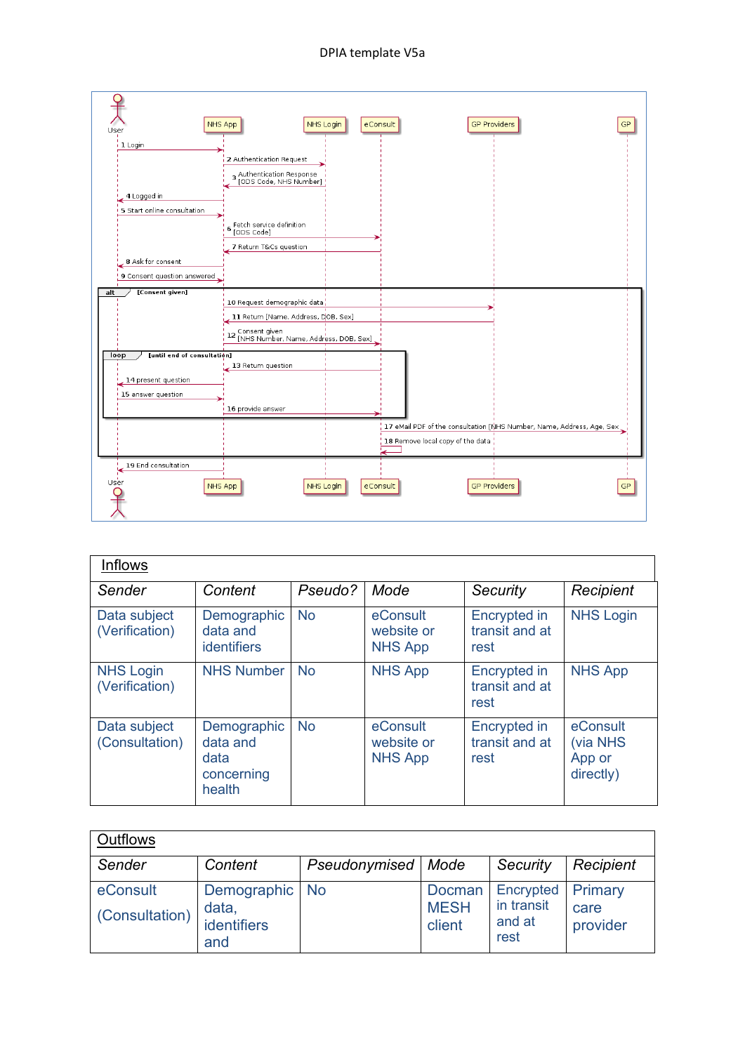User — NHS App — NHS Login — eConsult — GP Providers — GP

1 Login
2 Authentication Request
3 Authentication Response [ODS Code, NHS Number]
4 Logged in
5 Start online consultation
6 Fetch service definition [ODS Code]
7 Return T&Cs question
8 Ask for consent
9 Consent question answered

alt [Consent given]

10 Request demographic data
11 Return [Name, Address, DOB, Sex]
12 Consent given [NHS Number, Name, Address, DOB, Sex]

loop [until end of consultation]

13 Return question
14 present question
15 answer question
16 provide answer

17 eMail PDF of the consultation [NHS Number, Name, Address, Age, Sex
18 Remove local copy of the data

19 End consultation

| Inflows | | | | | |
|---|---|---|---|---|---|
| *Sender* | *Content* | *Pseudo?* | *Mode* | *Security* | *Recipient* |
| Data subject (Verification) | Demographic data and identifiers | No | eConsult website or NHS App | Encrypted in transit and at rest | NHS Login |
| NHS Login (Verification) | NHS Number | No | NHS App | Encrypted in transit and at rest | NHS App |
| Data subject (Consultation) | Demographic data and data concerning health | No | eConsult website or NHS App | Encrypted in transit and at rest | eConsult (via NHS App or directly) |

| Outflows | | | | | |
|---|---|---|---|---|---|
| *Sender* | *Content* | *Pseudonymised* | *Mode* | *Security* | *Recipient* |
| eConsult (Consultation) | Demographic data, identifiers and | No | Docman MESH client | Encrypted in transit and at rest | Primary care provider |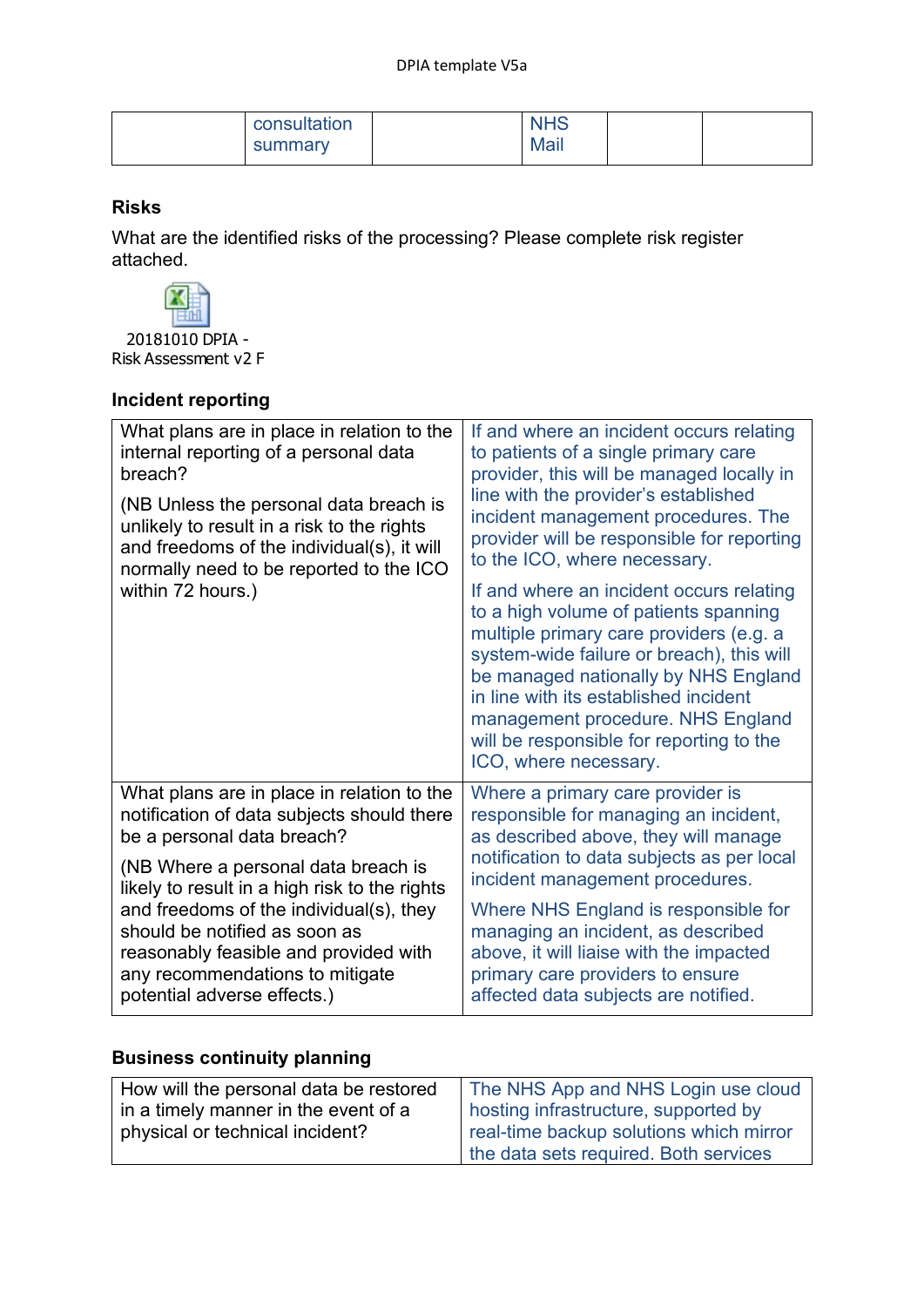| | consultation summary | | NHS Mail | | |
|---|---|---|---|---|---|

### Risks

What are the identified risks of the processing? Please complete risk register attached.

20181010 DPIA - Risk Assessment v2 F

### Incident reporting

| | |
|---|---|
| What plans are in place in relation to the internal reporting of a personal data breach?<br><br>(NB Unless the personal data breach is unlikely to result in a risk to the rights and freedoms of the individual(s), it will normally need to be reported to the ICO within 72 hours.) | If and where an incident occurs relating to patients of a single primary care provider, this will be managed locally in line with the provider's established incident management procedures. The provider will be responsible for reporting to the ICO, where necessary.<br><br>If and where an incident occurs relating to a high volume of patients spanning multiple primary care providers (e.g. a system-wide failure or breach), this will be managed nationally by NHS England in line with its established incident management procedure. NHS England will be responsible for reporting to the ICO, where necessary. |
| What plans are in place in relation to the notification of data subjects should there be a personal data breach?<br><br>(NB Where a personal data breach is likely to result in a high risk to the rights and freedoms of the individual(s), they should be notified as soon as reasonably feasible and provided with any recommendations to mitigate potential adverse effects.) | Where a primary care provider is responsible for managing an incident, as described above, they will manage notification to data subjects as per local incident management procedures.<br><br>Where NHS England is responsible for managing an incident, as described above, it will liaise with the impacted primary care providers to ensure affected data subjects are notified. |

### Business continuity planning

| | |
|---|---|
| How will the personal data be restored in a timely manner in the event of a physical or technical incident? | The NHS App and NHS Login use cloud hosting infrastructure, supported by real-time backup solutions which mirror the data sets required. Both services |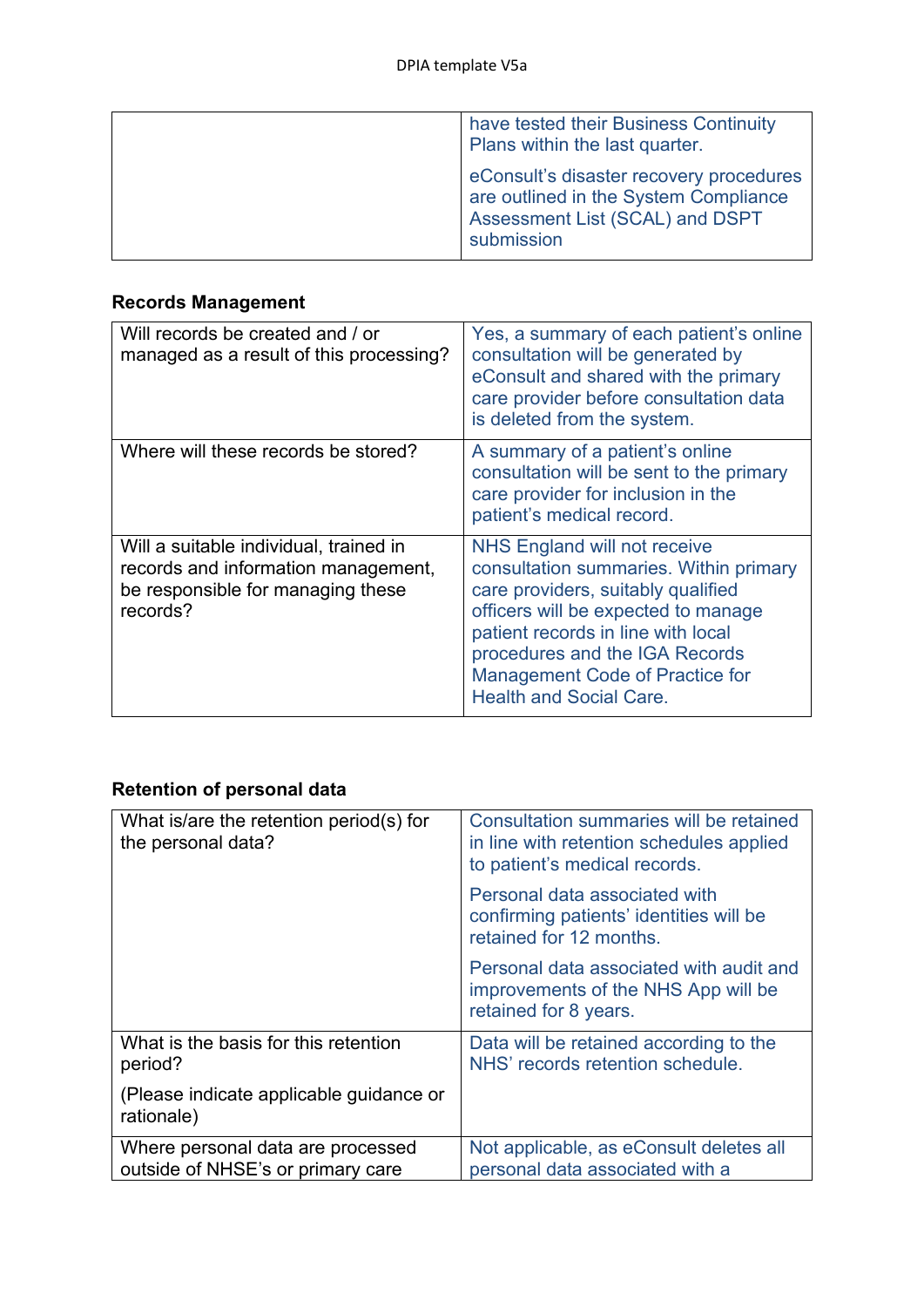| | |
|---|---|
| | have tested their Business Continuity Plans within the last quarter.<br><br>eConsult's disaster recovery procedures are outlined in the System Compliance Assessment List (SCAL) and DSPT submission |

**Records Management**

| | |
|---|---|
| Will records be created and / or managed as a result of this processing? | Yes, a summary of each patient's online consultation will be generated by eConsult and shared with the primary care provider before consultation data is deleted from the system. |
| Where will these records be stored? | A summary of a patient's online consultation will be sent to the primary care provider for inclusion in the patient's medical record. |
| Will a suitable individual, trained in records and information management, be responsible for managing these records? | NHS England will not receive consultation summaries. Within primary care providers, suitably qualified officers will be expected to manage patient records in line with local procedures and the IGA Records Management Code of Practice for Health and Social Care. |

**Retention of personal data**

| | |
|---|---|
| What is/are the retention period(s) for the personal data? | Consultation summaries will be retained in line with retention schedules applied to patient's medical records.<br><br>Personal data associated with confirming patients' identities will be retained for 12 months.<br><br>Personal data associated with audit and improvements of the NHS App will be retained for 8 years. |
| What is the basis for this retention period?<br><br>(Please indicate applicable guidance or rationale) | Data will be retained according to the NHS' records retention schedule. |
| Where personal data are processed outside of NHSE's or primary care | Not applicable, as eConsult deletes all personal data associated with a |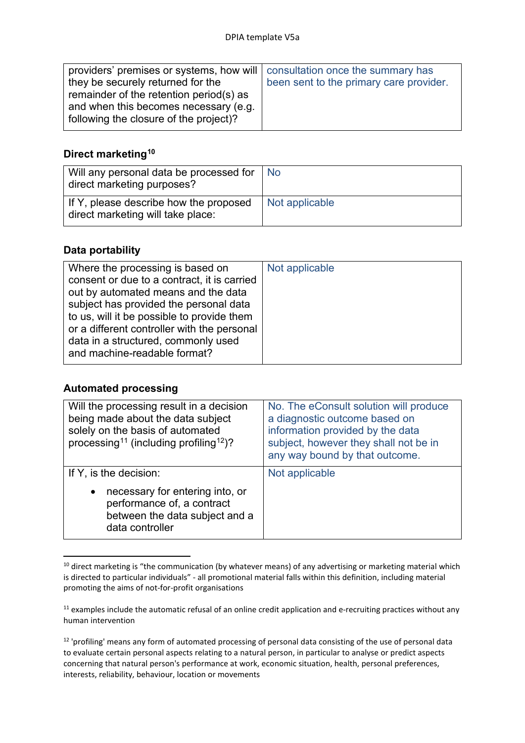| | |
|---|---|
| providers' premises or systems, how will they be securely returned for the remainder of the retention period(s) as and when this becomes necessary (e.g. following the closure of the project)? | consultation once the summary has been sent to the primary care provider. |

### Direct marketing[10]

| | |
|---|---|
| Will any personal data be processed for direct marketing purposes? | No |
| If Y, please describe how the proposed direct marketing will take place: | Not applicable |

### Data portability

| | |
|---|---|
| Where the processing is based on consent or due to a contract, it is carried out by automated means and the data subject has provided the personal data to us, will it be possible to provide them or a different controller with the personal data in a structured, commonly used and machine-readable format? | Not applicable |

### Automated processing

| | |
|---|---|
| Will the processing result in a decision being made about the data subject solely on the basis of automated processing[11] (including profiling[12])? | No. The eConsult solution will produce a diagnostic outcome based on information provided by the data subject, however they shall not be in any way bound by that outcome. |
| If Y, is the decision: <br> • necessary for entering into, or performance of, a contract between the data subject and a data controller | Not applicable |

[10] direct marketing is "the communication (by whatever means) of any advertising or marketing material which is directed to particular individuals" - all promotional material falls within this definition, including material promoting the aims of not-for-profit organisations

[11] examples include the automatic refusal of an online credit application and e-recruiting practices without any human intervention

[12] 'profiling' means any form of automated processing of personal data consisting of the use of personal data to evaluate certain personal aspects relating to a natural person, in particular to analyse or predict aspects concerning that natural person's performance at work, economic situation, health, personal preferences, interests, reliability, behaviour, location or movements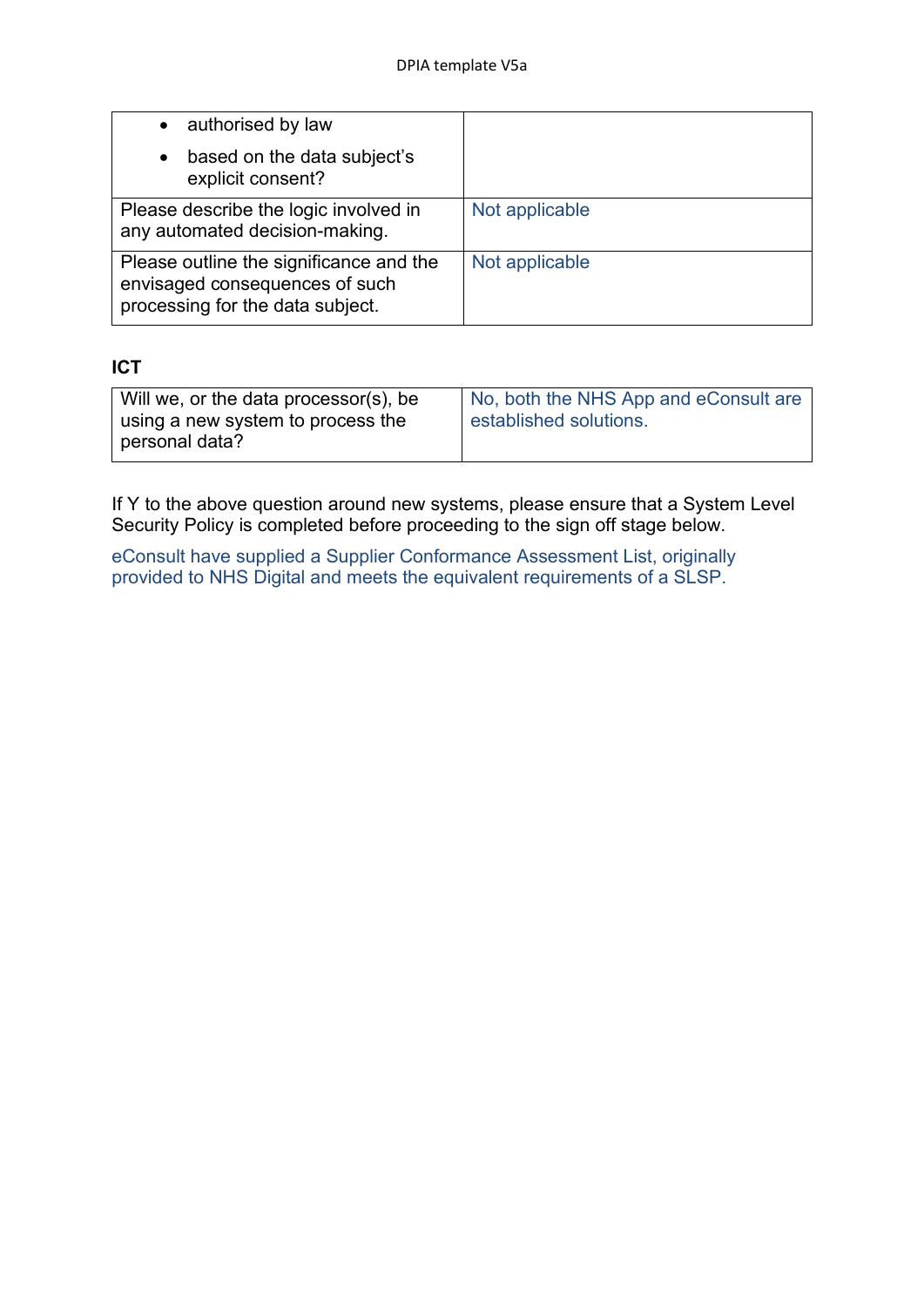| | |
|---|---|
| • authorised by law<br>• based on the data subject's explicit consent? | |
| Please describe the logic involved in any automated decision-making. | Not applicable |
| Please outline the significance and the envisaged consequences of such processing for the data subject. | Not applicable |

**ICT**

| | |
|---|---|
| Will we, or the data processor(s), be using a new system to process the personal data? | No, both the NHS App and eConsult are established solutions. |

If Y to the above question around new systems, please ensure that a System Level Security Policy is completed before proceeding to the sign off stage below.

eConsult have supplied a Supplier Conformance Assessment List, originally provided to NHS Digital and meets the equivalent requirements of a SLSP.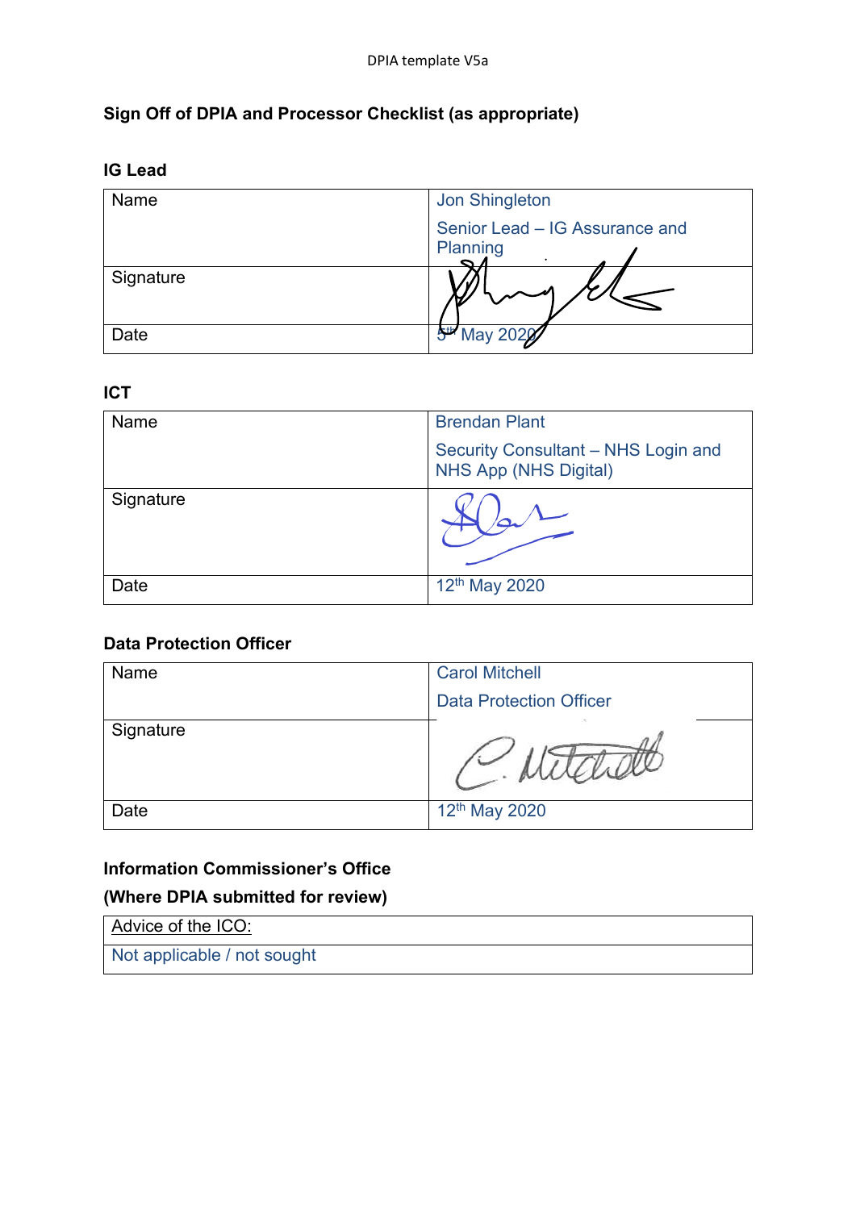## Sign Off of DPIA and Processor Checklist (as appropriate)

### IG Lead

| Name | Jon Shingleton<br>Senior Lead – IG Assurance and Planning |
|---|---|
| Signature | |
| Date | 5th May 2020 |

### ICT

| Name | Brendan Plant<br>Security Consultant – NHS Login and NHS App (NHS Digital) |
|---|---|
| Signature | |
| Date | 12th May 2020 |

### Data Protection Officer

| Name | Carol Mitchell<br>Data Protection Officer |
|---|---|
| Signature | |
| Date | 12th May 2020 |

### Information Commissioner's Office

### (Where DPIA submitted for review)

| Advice of the ICO: |
|---|
| Not applicable / not sought |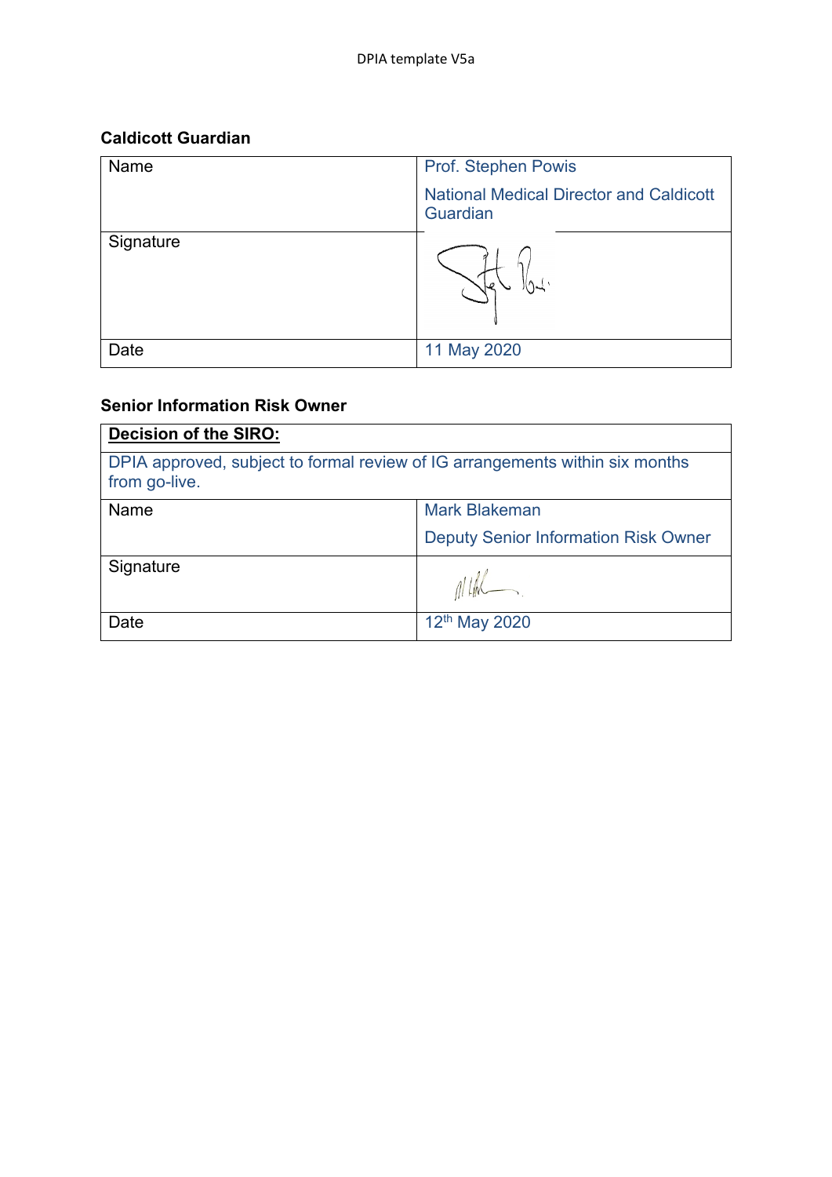### Caldicott Guardian

| | |
|---|---|
| Name | Prof. Stephen Powis<br><br>National Medical Director and Caldicott Guardian |
| Signature | |
| Date | 11 May 2020 |

### Senior Information Risk Owner

| **Decision of the SIRO:** | |
|---|---|
| DPIA approved, subject to formal review of IG arrangements within six months from go-live. | |
| Name | Mark Blakeman<br><br>Deputy Senior Information Risk Owner |
| Signature | |
| Date | 12th May 2020 |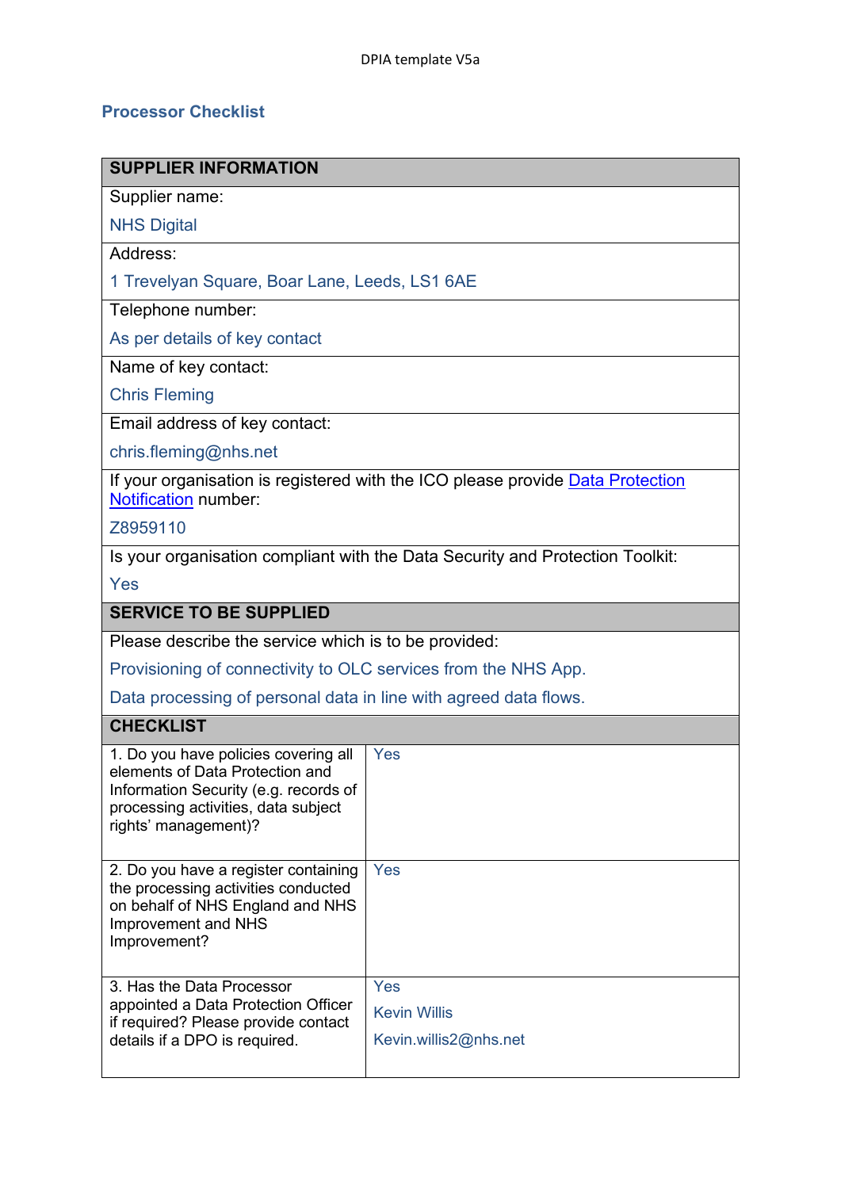## Processor Checklist

| SUPPLIER INFORMATION | |
|---|---|
| Supplier name:<br>NHS Digital | |
| Address:<br>1 Trevelyan Square, Boar Lane, Leeds, LS1 6AE | |
| Telephone number:<br>As per details of key contact | |
| Name of key contact:<br>Chris Fleming | |
| Email address of key contact:<br>chris.fleming@nhs.net | |
| If your organisation is registered with the ICO please provide Data Protection Notification number:<br>Z8959110 | |
| Is your organisation compliant with the Data Security and Protection Toolkit:<br>Yes | |
| **SERVICE TO BE SUPPLIED** | |
| Please describe the service which is to be provided:<br>Provisioning of connectivity to OLC services from the NHS App.<br>Data processing of personal data in line with agreed data flows. | |
| **CHECKLIST** | |
| 1. Do you have policies covering all elements of Data Protection and Information Security (e.g. records of processing activities, data subject rights' management)? | Yes |
| 2. Do you have a register containing the processing activities conducted on behalf of NHS England and NHS Improvement and NHS Improvement? | Yes |
| 3. Has the Data Processor appointed a Data Protection Officer if required? Please provide contact details if a DPO is required. | Yes<br>Kevin Willis<br>Kevin.willis2@nhs.net |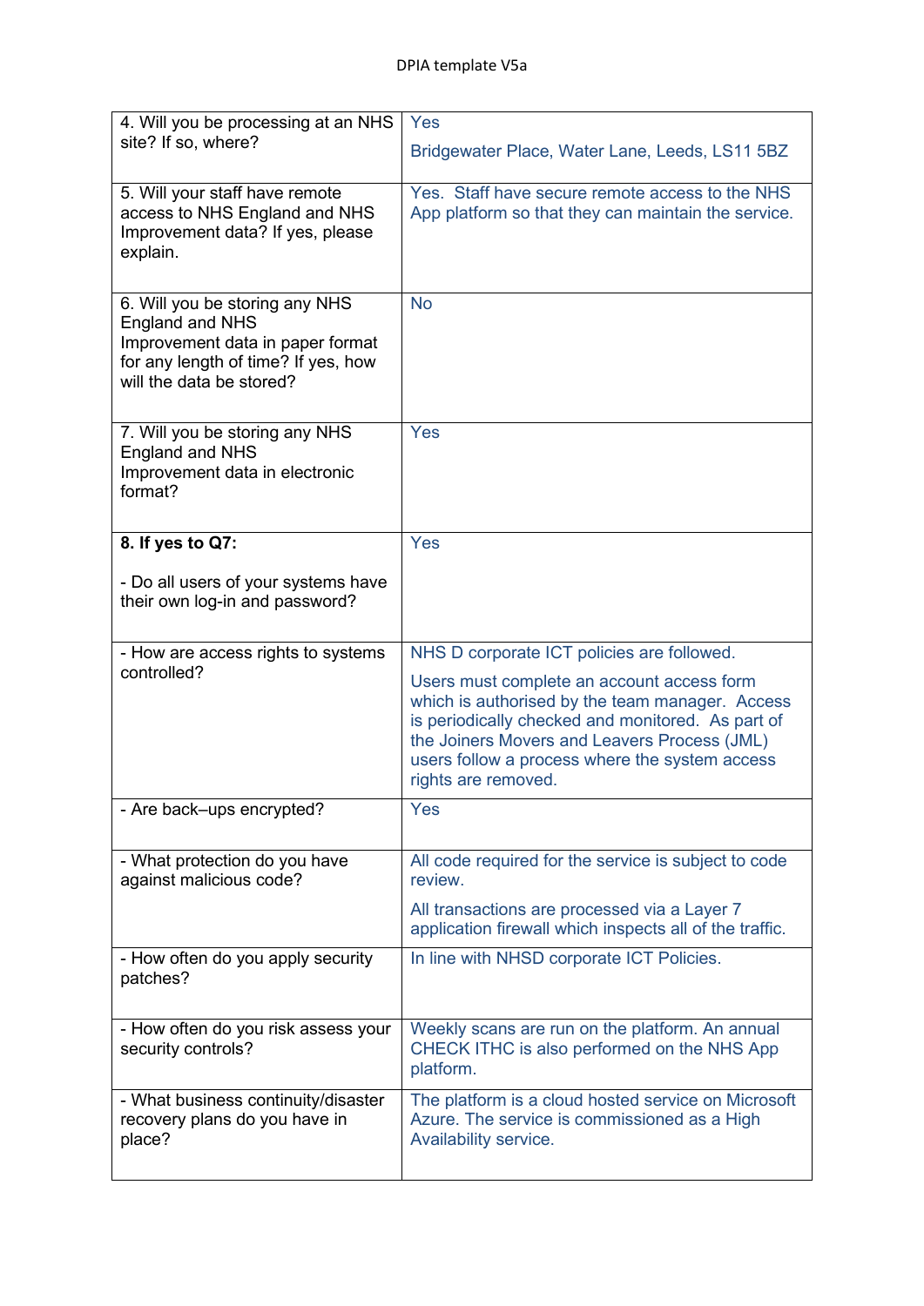| | |
|---|---|
| 4. Will you be processing at an NHS site? If so, where? | Yes<br><br>Bridgewater Place, Water Lane, Leeds, LS11 5BZ |
| 5. Will your staff have remote access to NHS England and NHS Improvement data? If yes, please explain. | Yes. Staff have secure remote access to the NHS App platform so that they can maintain the service. |
| 6. Will you be storing any NHS England and NHS Improvement data in paper format for any length of time? If yes, how will the data be stored? | No |
| 7. Will you be storing any NHS England and NHS Improvement data in electronic format? | Yes |
| **8. If yes to Q7:**<br><br>- Do all users of your systems have their own log-in and password? | Yes |
| - How are access rights to systems controlled? | NHS D corporate ICT policies are followed.<br><br>Users must complete an account access form which is authorised by the team manager. Access is periodically checked and monitored. As part of the Joiners Movers and Leavers Process (JML) users follow a process where the system access rights are removed. |
| - Are back–ups encrypted? | Yes |
| - What protection do you have against malicious code? | All code required for the service is subject to code review.<br><br>All transactions are processed via a Layer 7 application firewall which inspects all of the traffic. |
| - How often do you apply security patches? | In line with NHSD corporate ICT Policies. |
| - How often do you risk assess your security controls? | Weekly scans are run on the platform. An annual CHECK ITHC is also performed on the NHS App platform. |
| - What business continuity/disaster recovery plans do you have in place? | The platform is a cloud hosted service on Microsoft Azure. The service is commissioned as a High Availability service. |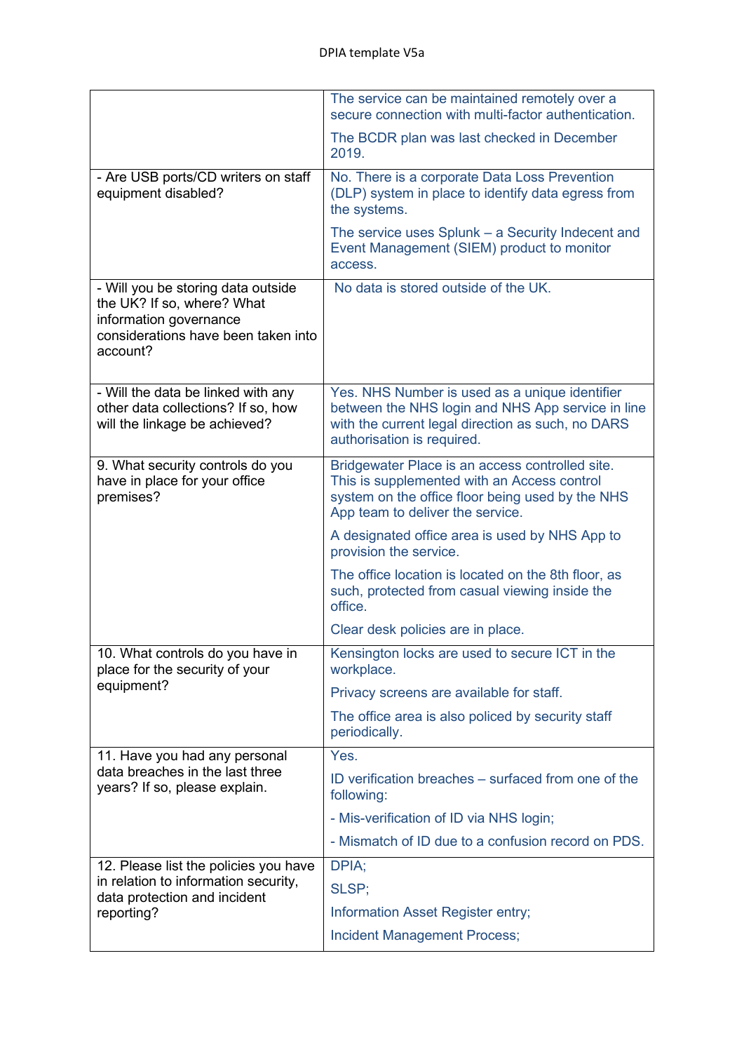| | |
|---|---|
| | The service can be maintained remotely over a secure connection with multi-factor authentication.<br><br>The BCDR plan was last checked in December 2019. |
| - Are USB ports/CD writers on staff equipment disabled? | No. There is a corporate Data Loss Prevention (DLP) system in place to identify data egress from the systems.<br><br>The service uses Splunk – a Security Indecent and Event Management (SIEM) product to monitor access. |
| - Will you be storing data outside the UK? If so, where? What information governance considerations have been taken into account? | No data is stored outside of the UK. |
| - Will the data be linked with any other data collections? If so, how will the linkage be achieved? | Yes. NHS Number is used as a unique identifier between the NHS login and NHS App service in line with the current legal direction as such, no DARS authorisation is required. |
| 9. What security controls do you have in place for your office premises? | Bridgewater Place is an access controlled site. This is supplemented with an Access control system on the office floor being used by the NHS App team to deliver the service.<br><br>A designated office area is used by NHS App to provision the service.<br><br>The office location is located on the 8th floor, as such, protected from casual viewing inside the office.<br><br>Clear desk policies are in place. |
| 10. What controls do you have in place for the security of your equipment? | Kensington locks are used to secure ICT in the workplace.<br><br>Privacy screens are available for staff.<br><br>The office area is also policed by security staff periodically. |
| 11. Have you had any personal data breaches in the last three years? If so, please explain. | Yes.<br><br>ID verification breaches – surfaced from one of the following:<br><br>- Mis-verification of ID via NHS login;<br><br>- Mismatch of ID due to a confusion record on PDS. |
| 12. Please list the policies you have in relation to information security, data protection and incident reporting? | DPIA;<br><br>SLSP;<br><br>Information Asset Register entry;<br><br>Incident Management Process; |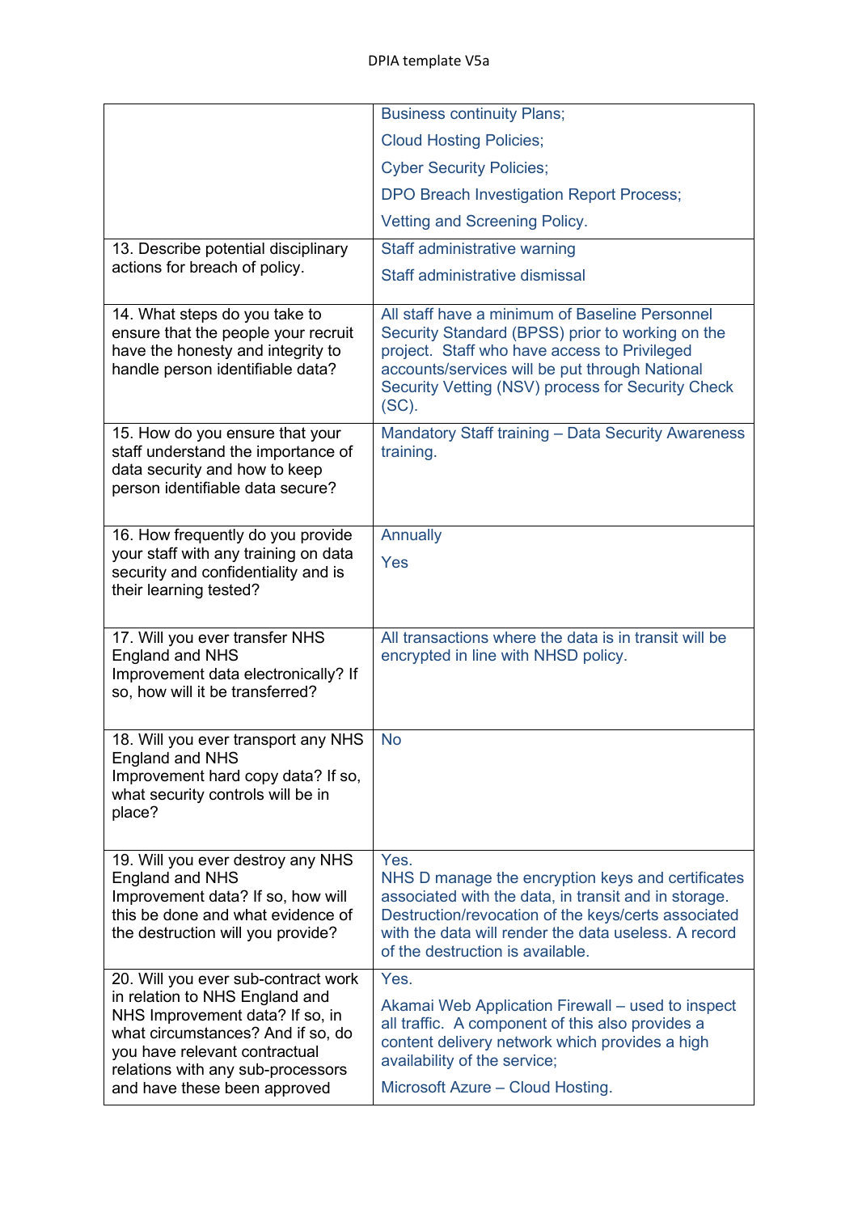| | |
|---|---|
| | Business continuity Plans;<br>Cloud Hosting Policies;<br>Cyber Security Policies;<br>DPO Breach Investigation Report Process;<br>Vetting and Screening Policy. |
| 13. Describe potential disciplinary actions for breach of policy. | Staff administrative warning<br>Staff administrative dismissal |
| 14. What steps do you take to ensure that the people your recruit have the honesty and integrity to handle person identifiable data? | All staff have a minimum of Baseline Personnel Security Standard (BPSS) prior to working on the project. Staff who have access to Privileged accounts/services will be put through National Security Vetting (NSV) process for Security Check (SC). |
| 15. How do you ensure that your staff understand the importance of data security and how to keep person identifiable data secure? | Mandatory Staff training – Data Security Awareness training. |
| 16. How frequently do you provide your staff with any training on data security and confidentiality and is their learning tested? | Annually<br>Yes |
| 17. Will you ever transfer NHS England and NHS Improvement data electronically? If so, how will it be transferred? | All transactions where the data is in transit will be encrypted in line with NHSD policy. |
| 18. Will you ever transport any NHS England and NHS Improvement hard copy data? If so, what security controls will be in place? | No |
| 19. Will you ever destroy any NHS England and NHS Improvement data? If so, how will this be done and what evidence of the destruction will you provide? | Yes.<br>NHS D manage the encryption keys and certificates associated with the data, in transit and in storage. Destruction/revocation of the keys/certs associated with the data will render the data useless. A record of the destruction is available. |
| 20. Will you ever sub-contract work in relation to NHS England and NHS Improvement data? If so, in what circumstances? And if so, do you have relevant contractual relations with any sub-processors and have these been approved | Yes.<br>Akamai Web Application Firewall – used to inspect all traffic. A component of this also provides a content delivery network which provides a high availability of the service;<br>Microsoft Azure – Cloud Hosting. |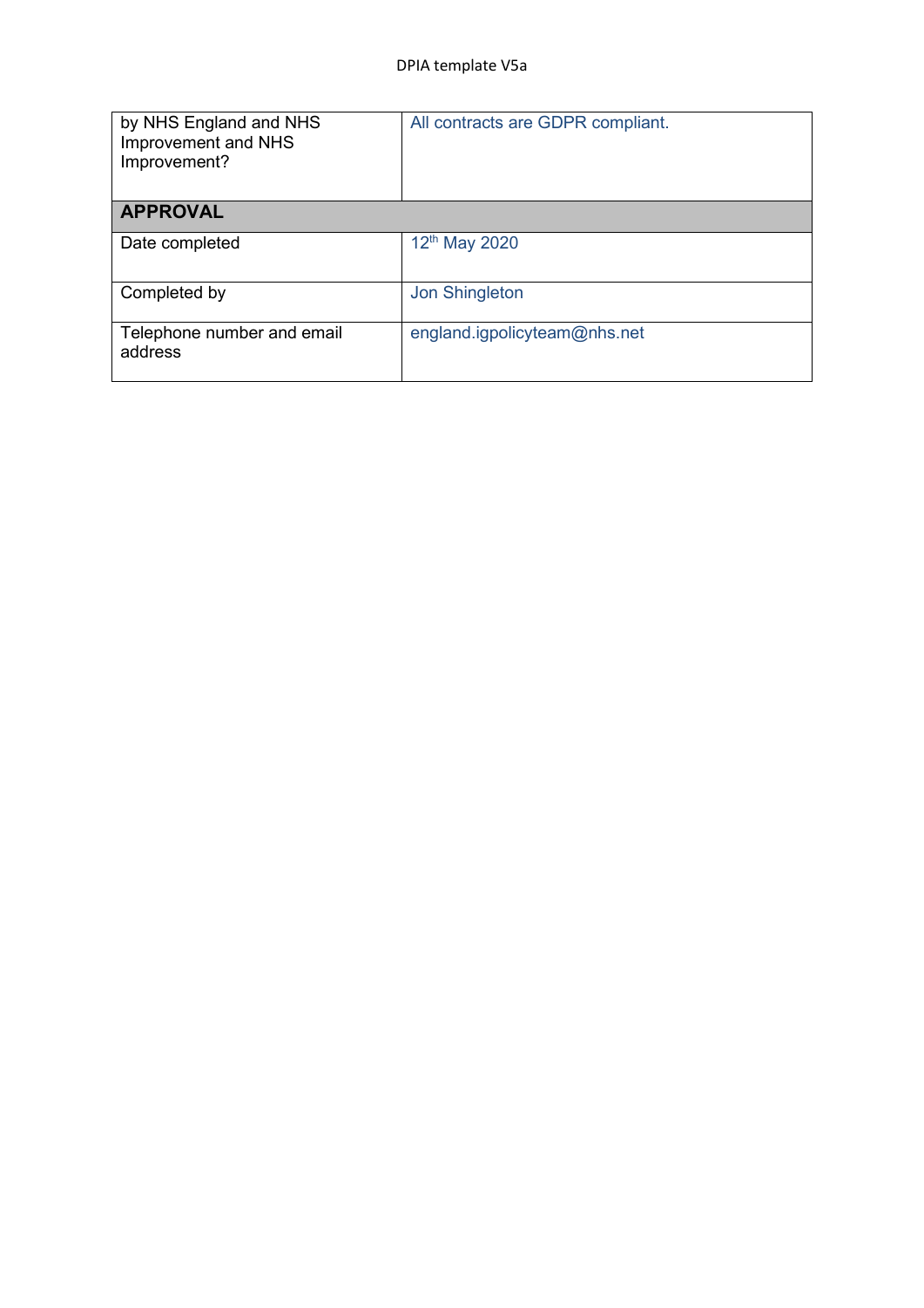| | |
|---|---|
| by NHS England and NHS Improvement and NHS Improvement? | All contracts are GDPR compliant. |
| **APPROVAL** | |
| Date completed | 12th May 2020 |
| Completed by | Jon Shingleton |
| Telephone number and email address | england.igpolicyteam@nhs.net |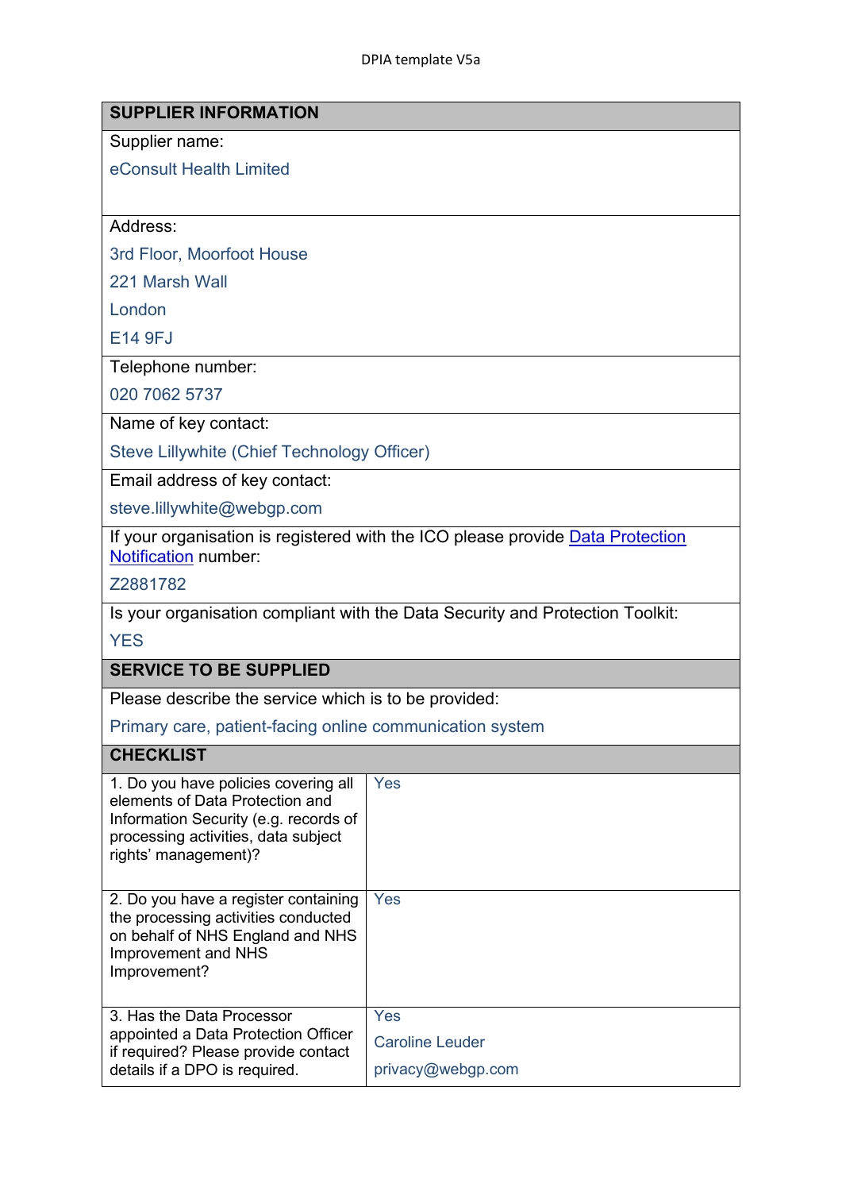| SUPPLIER INFORMATION | |
|---|---|
| Supplier name:<br>eConsult Health Limited | |
| Address:<br>3rd Floor, Moorfoot House<br>221 Marsh Wall<br>London<br>E14 9FJ | |
| Telephone number:<br>020 7062 5737 | |
| Name of key contact:<br>Steve Lillywhite (Chief Technology Officer) | |
| Email address of key contact:<br>steve.lillywhite@webgp.com | |
| If your organisation is registered with the ICO please provide Data Protection Notification number:<br>Z2881782 | |
| Is your organisation compliant with the Data Security and Protection Toolkit:<br>YES | |
| **SERVICE TO BE SUPPLIED** | |
| Please describe the service which is to be provided:<br>Primary care, patient-facing online communication system | |
| **CHECKLIST** | |
| 1. Do you have policies covering all elements of Data Protection and Information Security (e.g. records of processing activities, data subject rights' management)? | Yes |
| 2. Do you have a register containing the processing activities conducted on behalf of NHS England and NHS Improvement and NHS Improvement? | Yes |
| 3. Has the Data Processor appointed a Data Protection Officer if required? Please provide contact details if a DPO is required. | Yes<br>Caroline Leuder<br>privacy@webgp.com |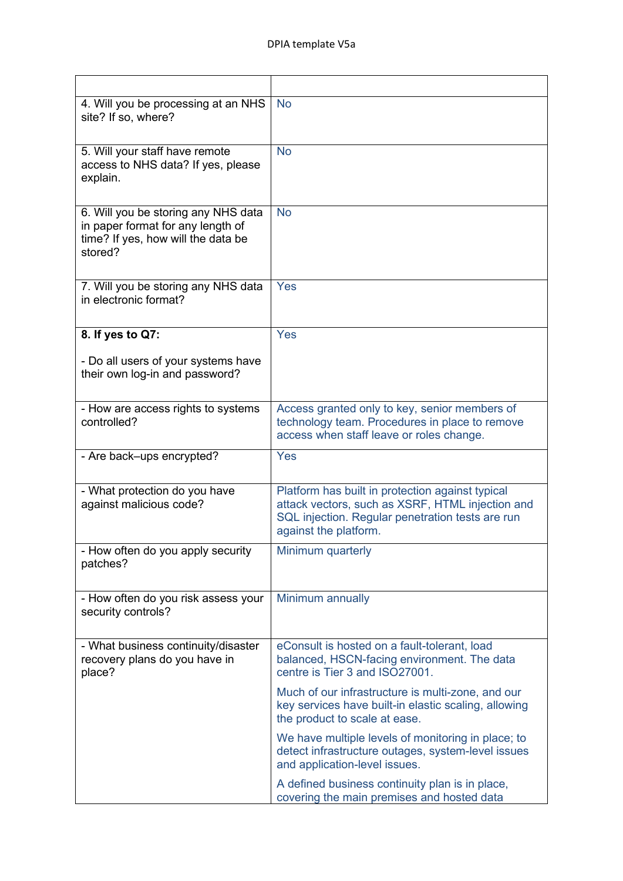| | |
|---|---|
| 4. Will you be processing at an NHS site? If so, where? | No |
| 5. Will your staff have remote access to NHS data? If yes, please explain. | No |
| 6. Will you be storing any NHS data in paper format for any length of time? If yes, how will the data be stored? | No |
| 7. Will you be storing any NHS data in electronic format? | Yes |
| **8. If yes to Q7:**<br><br>- Do all users of your systems have their own log-in and password? | Yes |
| - How are access rights to systems controlled? | Access granted only to key, senior members of technology team. Procedures in place to remove access when staff leave or roles change. |
| - Are back–ups encrypted? | Yes |
| - What protection do you have against malicious code? | Platform has built in protection against typical attack vectors, such as XSRF, HTML injection and SQL injection. Regular penetration tests are run against the platform. |
| - How often do you apply security patches? | Minimum quarterly |
| - How often do you risk assess your security controls? | Minimum annually |
| - What business continuity/disaster recovery plans do you have in place? | eConsult is hosted on a fault-tolerant, load balanced, HSCN-facing environment. The data centre is Tier 3 and ISO27001.<br><br>Much of our infrastructure is multi-zone, and our key services have built-in elastic scaling, allowing the product to scale at ease.<br><br>We have multiple levels of monitoring in place; to detect infrastructure outages, system-level issues and application-level issues.<br><br>A defined business continuity plan is in place, covering the main premises and hosted data |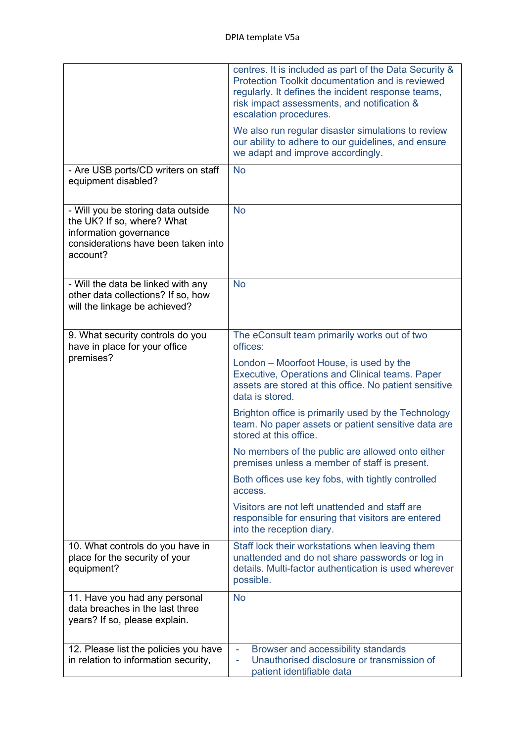| | |
|---|---|
| | centres. It is included as part of the Data Security & Protection Toolkit documentation and is reviewed regularly. It defines the incident response teams, risk impact assessments, and notification & escalation procedures.<br><br>We also run regular disaster simulations to review our ability to adhere to our guidelines, and ensure we adapt and improve accordingly. |
| - Are USB ports/CD writers on staff equipment disabled? | No |
| - Will you be storing data outside the UK? If so, where? What information governance considerations have been taken into account? | No |
| - Will the data be linked with any other data collections? If so, how will the linkage be achieved? | No |
| 9. What security controls do you have in place for your office premises? | The eConsult team primarily works out of two offices:<br><br>London – Moorfoot House, is used by the Executive, Operations and Clinical teams. Paper assets are stored at this office. No patient sensitive data is stored.<br><br>Brighton office is primarily used by the Technology team. No paper assets or patient sensitive data are stored at this office.<br><br>No members of the public are allowed onto either premises unless a member of staff is present.<br><br>Both offices use key fobs, with tightly controlled access.<br><br>Visitors are not left unattended and staff are responsible for ensuring that visitors are entered into the reception diary. |
| 10. What controls do you have in place for the security of your equipment? | Staff lock their workstations when leaving them unattended and do not share passwords or log in details. Multi-factor authentication is used wherever possible. |
| 11. Have you had any personal data breaches in the last three years? If so, please explain. | No |
| 12. Please list the policies you have in relation to information security, | - Browser and accessibility standards<br>- Unauthorised disclosure or transmission of patient identifiable data |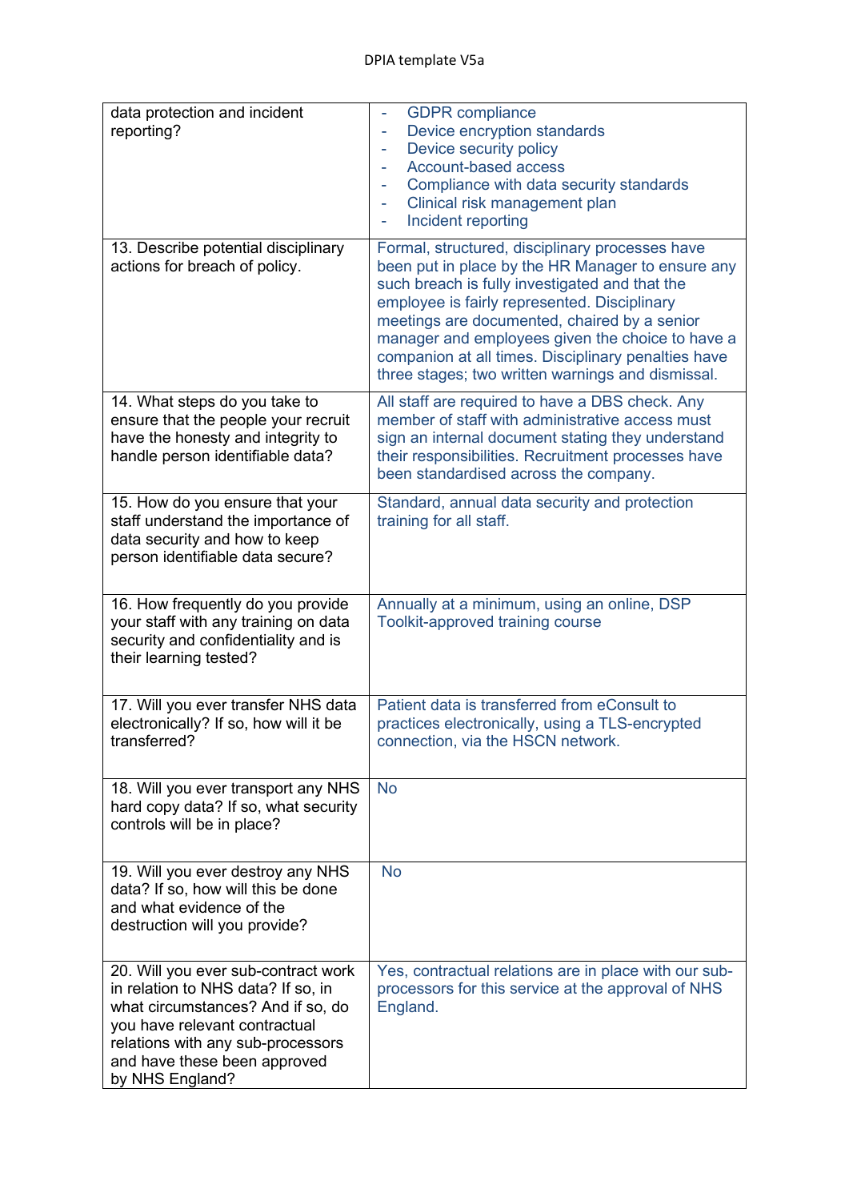| | |
|---|---|
| data protection and incident reporting? | - GDPR compliance<br>- Device encryption standards<br>- Device security policy<br>- Account-based access<br>- Compliance with data security standards<br>- Clinical risk management plan<br>- Incident reporting |
| 13. Describe potential disciplinary actions for breach of policy. | Formal, structured, disciplinary processes have been put in place by the HR Manager to ensure any such breach is fully investigated and that the employee is fairly represented. Disciplinary meetings are documented, chaired by a senior manager and employees given the choice to have a companion at all times. Disciplinary penalties have three stages; two written warnings and dismissal. |
| 14. What steps do you take to ensure that the people your recruit have the honesty and integrity to handle person identifiable data? | All staff are required to have a DBS check. Any member of staff with administrative access must sign an internal document stating they understand their responsibilities. Recruitment processes have been standardised across the company. |
| 15. How do you ensure that your staff understand the importance of data security and how to keep person identifiable data secure? | Standard, annual data security and protection training for all staff. |
| 16. How frequently do you provide your staff with any training on data security and confidentiality and is their learning tested? | Annually at a minimum, using an online, DSP Toolkit-approved training course |
| 17. Will you ever transfer NHS data electronically? If so, how will it be transferred? | Patient data is transferred from eConsult to practices electronically, using a TLS-encrypted connection, via the HSCN network. |
| 18. Will you ever transport any NHS hard copy data? If so, what security controls will be in place? | No |
| 19. Will you ever destroy any NHS data? If so, how will this be done and what evidence of the destruction will you provide? | No |
| 20. Will you ever sub-contract work in relation to NHS data? If so, in what circumstances? And if so, do you have relevant contractual relations with any sub-processors and have these been approved by NHS England? | Yes, contractual relations are in place with our sub-processors for this service at the approval of NHS England. |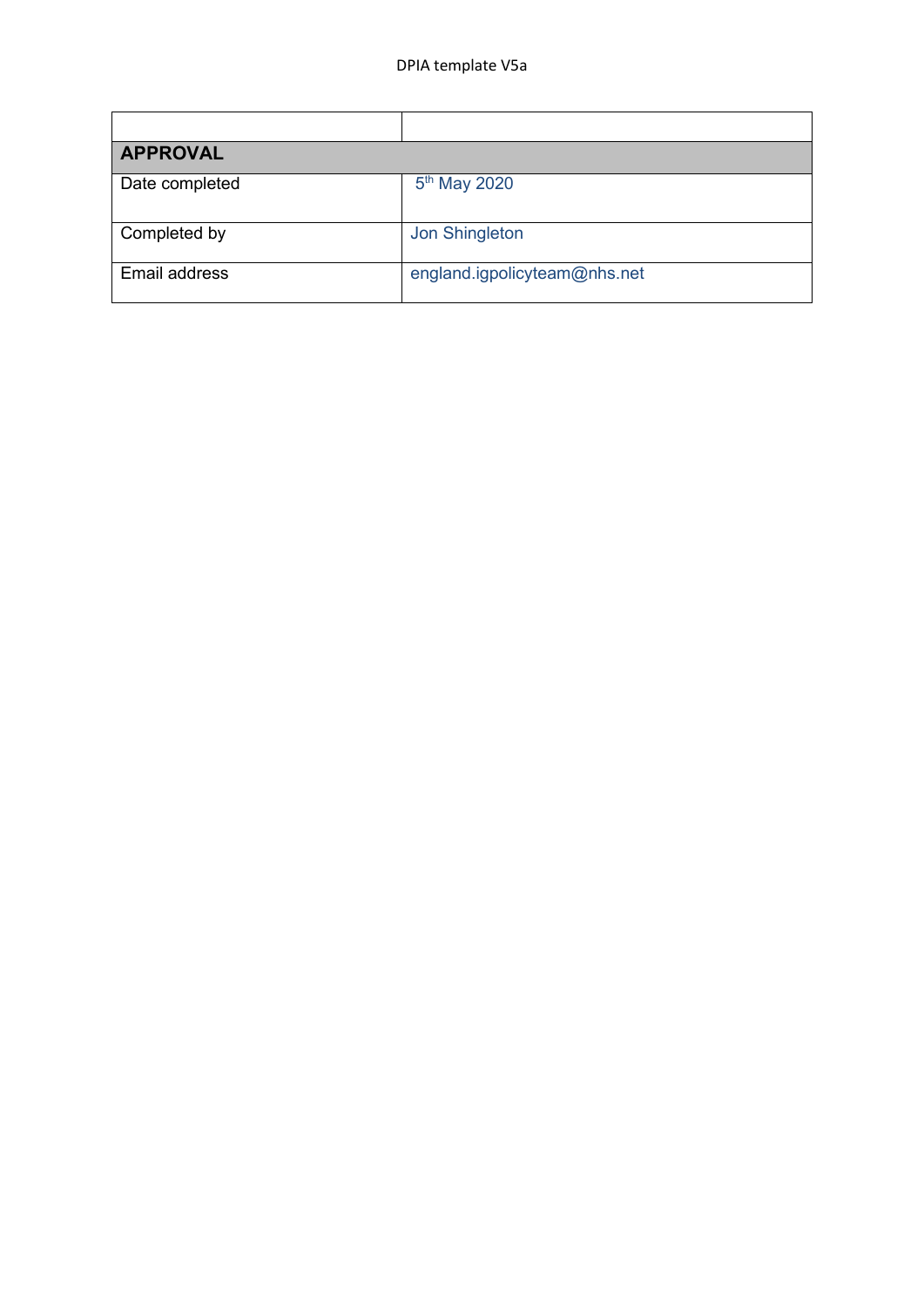| | |
|---|---|
| **APPROVAL** | |
| Date completed | 5th May 2020 |
| Completed by | Jon Shingleton |
| Email address | england.igpolicyteam@nhs.net |